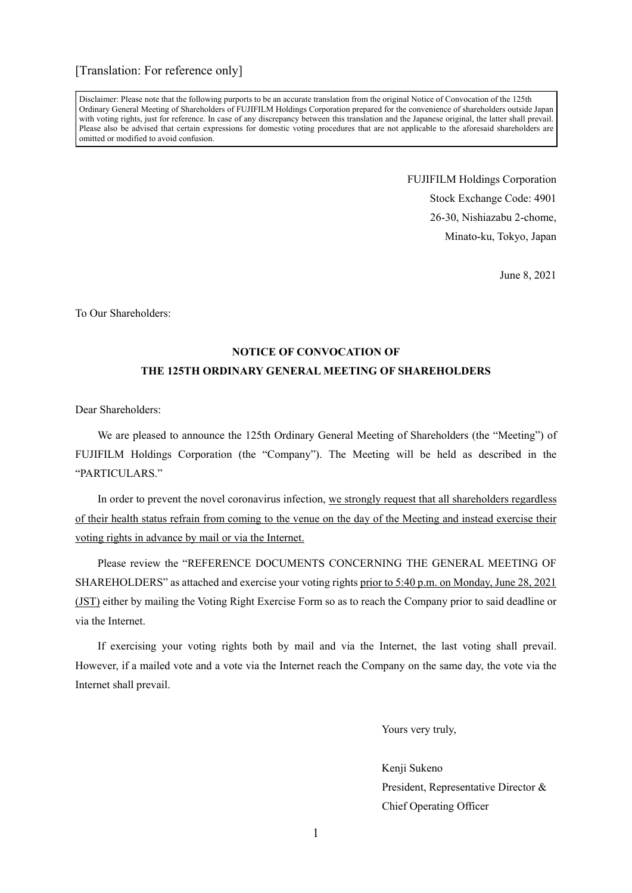[Translation: For reference only]

> Disclaimer: Please note that the following purports to be an accurate translation from the original Notice of Convocation of the 125th Ordinary General Meeting of Shareholders of FUJIFILM Holdings Corporation prepared for the convenience of shareholders outside Japan with voting rights, just for reference. In case of any discrepancy between this translation and the Japanese original, the latter shall prevail. Please also be advised that certain expressions for domestic voting procedures that are not applicable to the aforesaid shareholders are omitted or modified to avoid confusion.

FUJIFILM Holdings Corporation
Stock Exchange Code: 4901
26-30, Nishiazabu 2-chome,
Minato-ku, Tokyo, Japan

June 8, 2021

To Our Shareholders:

**NOTICE OF CONVOCATION OF**
**THE 125TH ORDINARY GENERAL MEETING OF SHAREHOLDERS**

Dear Shareholders:

We are pleased to announce the 125th Ordinary General Meeting of Shareholders (the "Meeting") of FUJIFILM Holdings Corporation (the "Company"). The Meeting will be held as described in the "PARTICULARS."

In order to prevent the novel coronavirus infection, we strongly request that all shareholders regardless of their health status refrain from coming to the venue on the day of the Meeting and instead exercise their voting rights in advance by mail or via the Internet.

Please review the "REFERENCE DOCUMENTS CONCERNING THE GENERAL MEETING OF SHAREHOLDERS" as attached and exercise your voting rights prior to 5:40 p.m. on Monday, June 28, 2021 (JST) either by mailing the Voting Right Exercise Form so as to reach the Company prior to said deadline or via the Internet.

If exercising your voting rights both by mail and via the Internet, the last voting shall prevail. However, if a mailed vote and a vote via the Internet reach the Company on the same day, the vote via the Internet shall prevail.

Yours very truly,

Kenji Sukeno
President, Representative Director &
Chief Operating Officer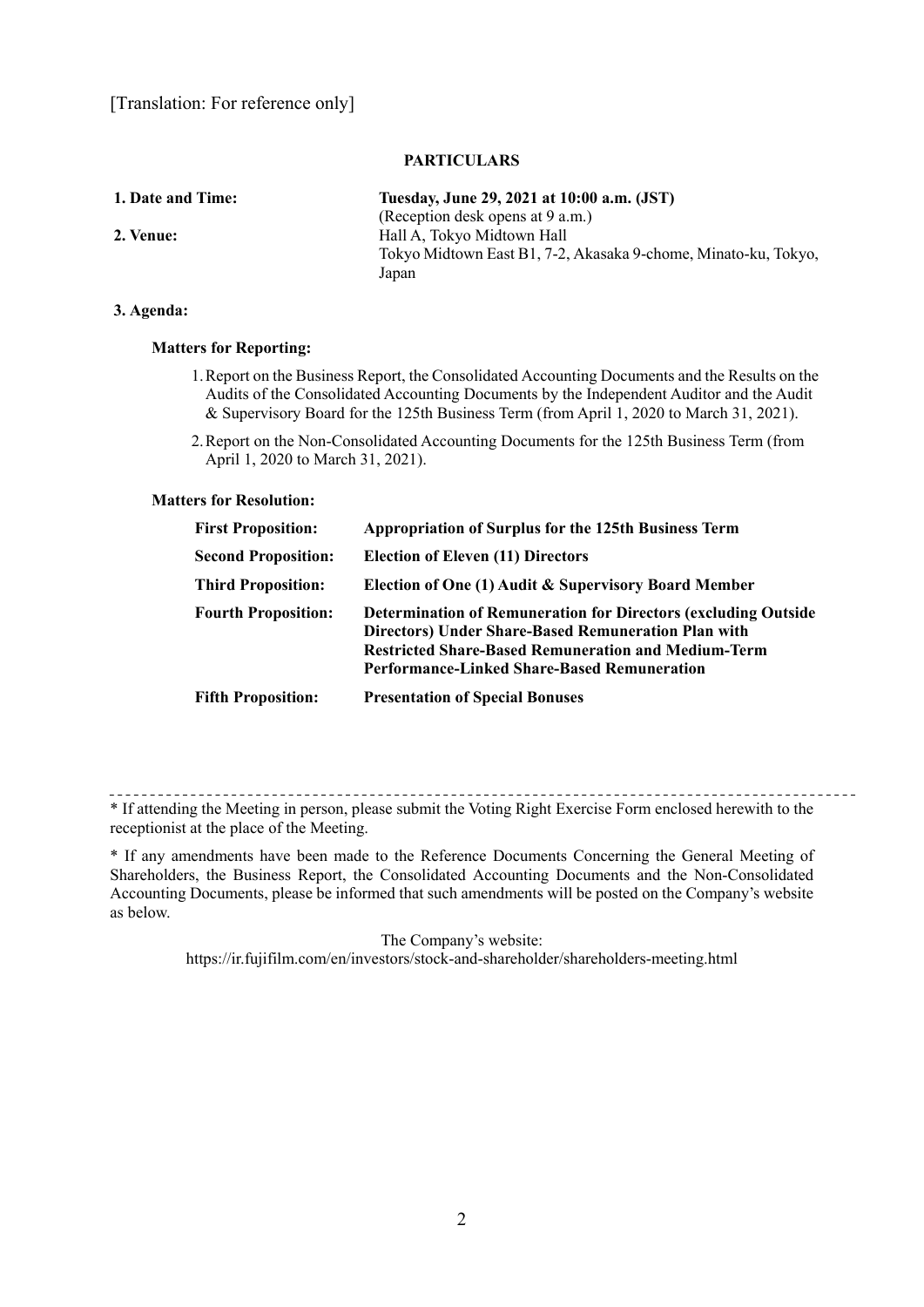[Translation: For reference only]

## PARTICULARS

| | |
|---|---|
| **1. Date and Time:** | **Tuesday, June 29, 2021 at 10:00 a.m. (JST)** (Reception desk opens at 9 a.m.) |
| **2. Venue:** | Hall A, Tokyo Midtown Hall Tokyo Midtown East B1, 7-2, Akasaka 9-chome, Minato-ku, Tokyo, Japan |

**3. Agenda:**

**Matters for Reporting:**

1. Report on the Business Report, the Consolidated Accounting Documents and the Results on the Audits of the Consolidated Accounting Documents by the Independent Auditor and the Audit & Supervisory Board for the 125th Business Term (from April 1, 2020 to March 31, 2021).
2. Report on the Non-Consolidated Accounting Documents for the 125th Business Term (from April 1, 2020 to March 31, 2021).

**Matters for Resolution:**

| | |
|---|---|
| **First Proposition:** | **Appropriation of Surplus for the 125th Business Term** |
| **Second Proposition:** | **Election of Eleven (11) Directors** |
| **Third Proposition:** | **Election of One (1) Audit & Supervisory Board Member** |
| **Fourth Proposition:** | **Determination of Remuneration for Directors (excluding Outside Directors) Under Share-Based Remuneration Plan with Restricted Share-Based Remuneration and Medium-Term Performance-Linked Share-Based Remuneration** |
| **Fifth Proposition:** | **Presentation of Special Bonuses** |

---

* If attending the Meeting in person, please submit the Voting Right Exercise Form enclosed herewith to the receptionist at the place of the Meeting.

* If any amendments have been made to the Reference Documents Concerning the General Meeting of Shareholders, the Business Report, the Consolidated Accounting Documents and the Non-Consolidated Accounting Documents, please be informed that such amendments will be posted on the Company's website as below.

The Company's website:
https://ir.fujifilm.com/en/investors/stock-and-shareholder/shareholders-meeting.html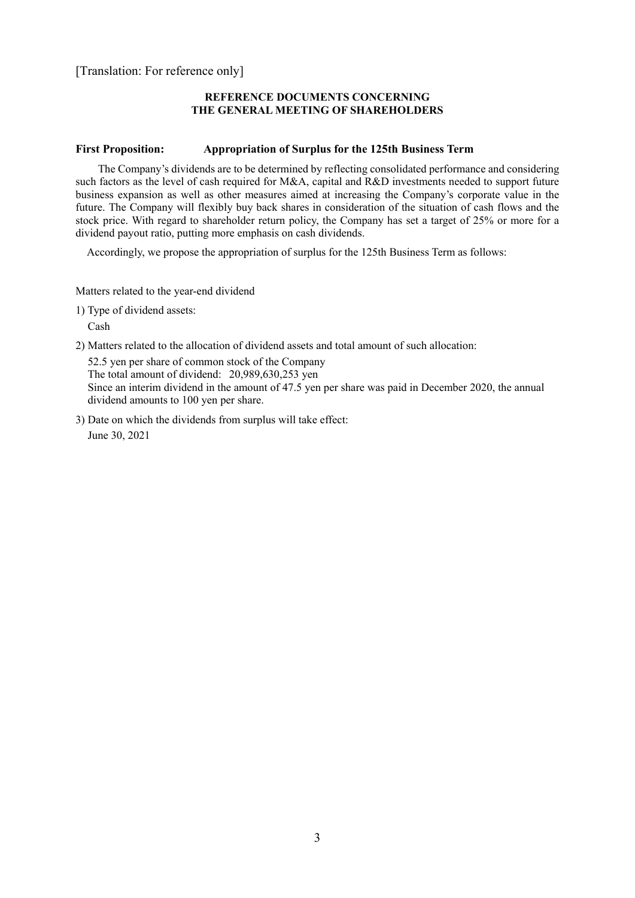[Translation: For reference only]

## REFERENCE DOCUMENTS CONCERNING THE GENERAL MEETING OF SHAREHOLDERS

### First Proposition: Appropriation of Surplus for the 125th Business Term

The Company's dividends are to be determined by reflecting consolidated performance and considering such factors as the level of cash required for M&A, capital and R&D investments needed to support future business expansion as well as other measures aimed at increasing the Company's corporate value in the future. The Company will flexibly buy back shares in consideration of the situation of cash flows and the stock price. With regard to shareholder return policy, the Company has set a target of 25% or more for a dividend payout ratio, putting more emphasis on cash dividends.

Accordingly, we propose the appropriation of surplus for the 125th Business Term as follows:

Matters related to the year-end dividend

1) Type of dividend assets:

   Cash

2) Matters related to the allocation of dividend assets and total amount of such allocation:

   52.5 yen per share of common stock of the Company
   The total amount of dividend: 20,989,630,253 yen
   Since an interim dividend in the amount of 47.5 yen per share was paid in December 2020, the annual dividend amounts to 100 yen per share.

3) Date on which the dividends from surplus will take effect:

   June 30, 2021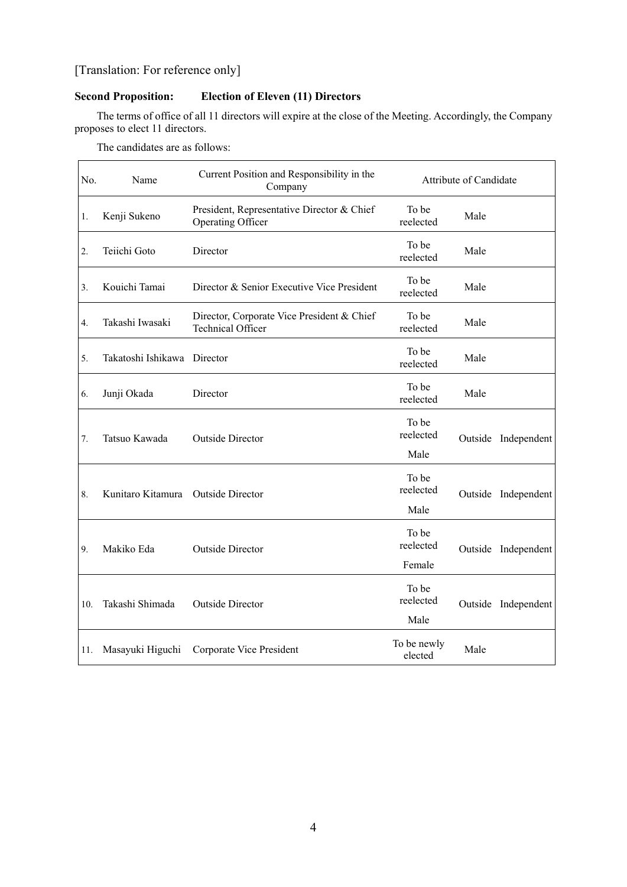[Translation: For reference only]

**Second Proposition: Election of Eleven (11) Directors**

The terms of office of all 11 directors will expire at the close of the Meeting. Accordingly, the Company proposes to elect 11 directors.

The candidates are as follows:

| No. | Name | Current Position and Responsibility in the Company | Attribute of Candidate | | |
|---|---|---|---|---|---|
| 1. | Kenji Sukeno | President, Representative Director & Chief Operating Officer | To be reelected | Male | |
| 2. | Teiichi Goto | Director | To be reelected | Male | |
| 3. | Kouichi Tamai | Director & Senior Executive Vice President | To be reelected | Male | |
| 4. | Takashi Iwasaki | Director, Corporate Vice President & Chief Technical Officer | To be reelected | Male | |
| 5. | Takatoshi Ishikawa | Director | To be reelected | Male | |
| 6. | Junji Okada | Director | To be reelected | Male | |
| 7. | Tatsuo Kawada | Outside Director | To be reelected<br>Male | Outside | Independent |
| 8. | Kunitaro Kitamura | Outside Director | To be reelected<br>Male | Outside | Independent |
| 9. | Makiko Eda | Outside Director | To be reelected<br>Female | Outside | Independent |
| 10. | Takashi Shimada | Outside Director | To be reelected<br>Male | Outside | Independent |
| 11. | Masayuki Higuchi | Corporate Vice President | To be newly elected | Male | |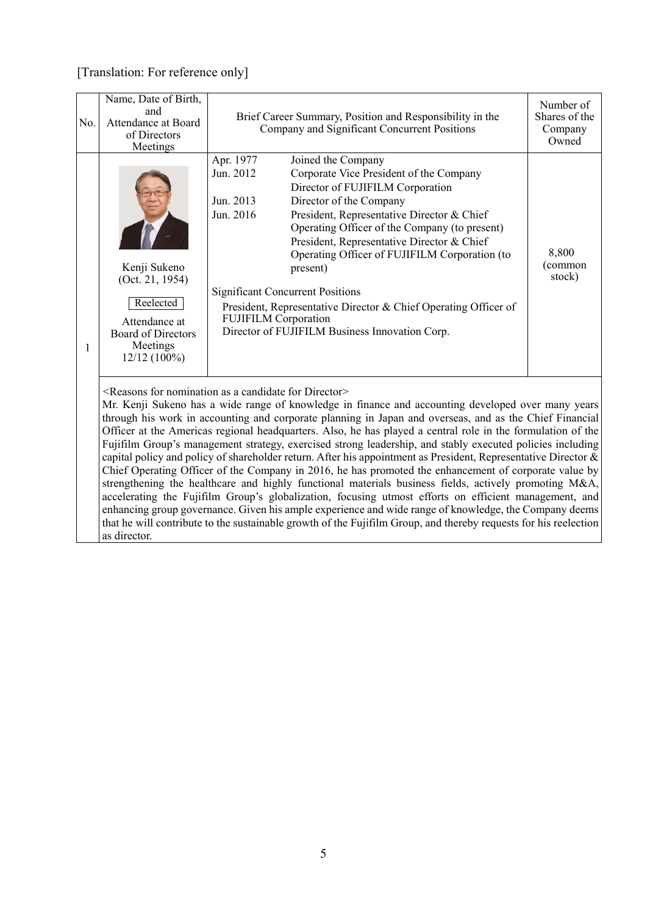[Translation: For reference only]

| No. | Name, Date of Birth, and Attendance at Board of Directors Meetings | Brief Career Summary, Position and Responsibility in the Company and Significant Concurrent Positions | Number of Shares of the Company Owned |
|---|---|---|---|
| 1 | Kenji Sukeno (Oct. 21, 1954) <br> Reelected <br> Attendance at Board of Directors Meetings 12/12 (100%) | Apr. 1977 Joined the Company <br> Jun. 2012 Corporate Vice President of the Company <br> Director of FUJIFILM Corporation <br> Jun. 2013 Director of the Company <br> Jun. 2016 President, Representative Director & Chief Operating Officer of the Company (to present) <br> President, Representative Director & Chief Operating Officer of FUJIFILM Corporation (to present) <br><br> Significant Concurrent Positions <br> President, Representative Director & Chief Operating Officer of FUJIFILM Corporation <br> Director of FUJIFILM Business Innovation Corp. | 8,800 (common stock) |
| | <Reasons for nomination as a candidate for Director> <br> Mr. Kenji Sukeno has a wide range of knowledge in finance and accounting developed over many years through his work in accounting and corporate planning in Japan and overseas, and as the Chief Financial Officer at the Americas regional headquarters. Also, he has played a central role in the formulation of the Fujifilm Group's management strategy, exercised strong leadership, and stably executed policies including capital policy and policy of shareholder return. After his appointment as President, Representative Director & Chief Operating Officer of the Company in 2016, he has promoted the enhancement of corporate value by strengthening the healthcare and highly functional materials business fields, actively promoting M&A, accelerating the Fujifilm Group's globalization, focusing utmost efforts on efficient management, and enhancing group governance. Given his ample experience and wide range of knowledge, the Company deems that he will contribute to the sustainable growth of the Fujifilm Group, and thereby requests for his reelection as director. | | |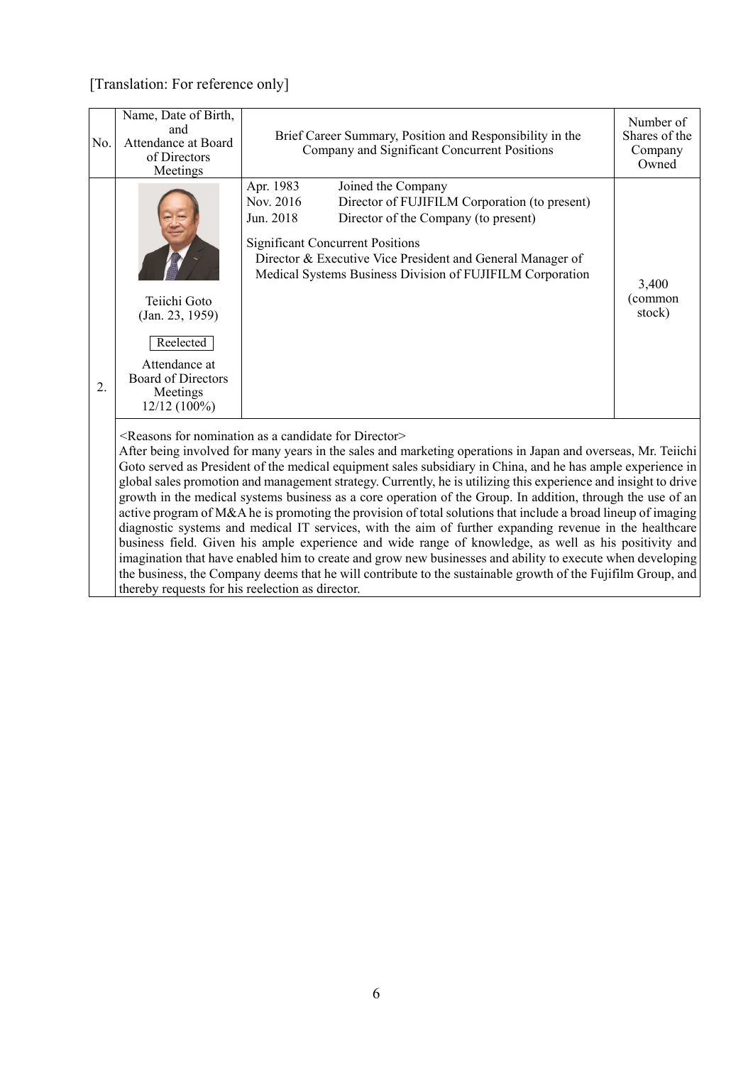[Translation: For reference only]

| No. | Name, Date of Birth, and Attendance at Board of Directors Meetings | Brief Career Summary, Position and Responsibility in the Company and Significant Concurrent Positions | Number of Shares of the Company Owned |
|---|---|---|---|
| 2. | Teiichi Goto (Jan. 23, 1959) Reelected Attendance at Board of Directors Meetings 12/12 (100%) | Apr. 1983 Joined the Company<br>Nov. 2016 Director of FUJIFILM Corporation (to present)<br>Jun. 2018 Director of the Company (to present)<br><br>Significant Concurrent Positions<br>Director & Executive Vice President and General Manager of Medical Systems Business Division of FUJIFILM Corporation | 3,400 (common stock) |

<Reasons for nomination as a candidate for Director>
After being involved for many years in the sales and marketing operations in Japan and overseas, Mr. Teiichi Goto served as President of the medical equipment sales subsidiary in China, and he has ample experience in global sales promotion and management strategy. Currently, he is utilizing this experience and insight to drive growth in the medical systems business as a core operation of the Group. In addition, through the use of an active program of M&A he is promoting the provision of total solutions that include a broad lineup of imaging diagnostic systems and medical IT services, with the aim of further expanding revenue in the healthcare business field. Given his ample experience and wide range of knowledge, as well as his positivity and imagination that have enabled him to create and grow new businesses and ability to execute when developing the business, the Company deems that he will contribute to the sustainable growth of the Fujifilm Group, and thereby requests for his reelection as director.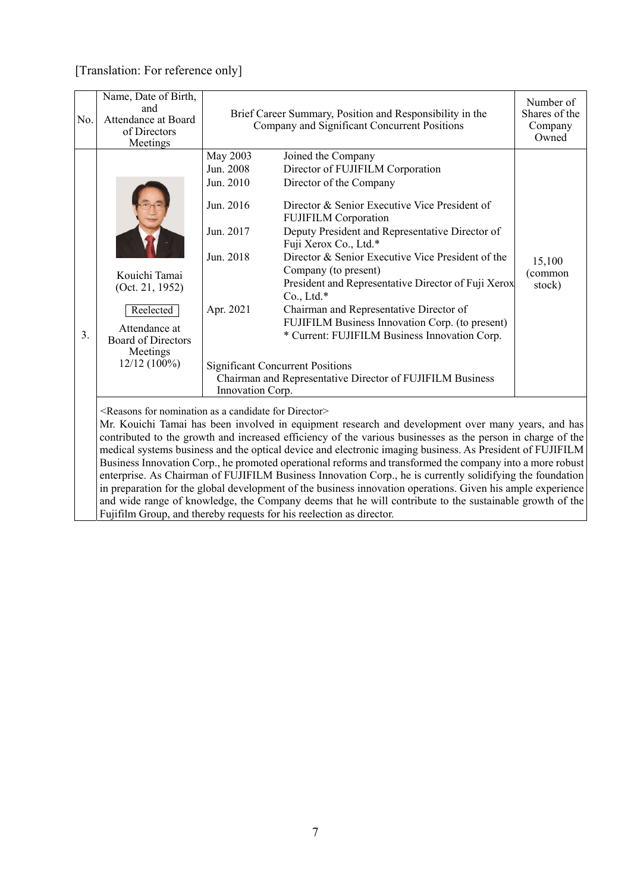[Translation: For reference only]

| No. | Name, Date of Birth, and Attendance at Board of Directors Meetings | Brief Career Summary, Position and Responsibility in the Company and Significant Concurrent Positions | Number of Shares of the Company Owned |
|---|---|---|---|
| 3. | Kouichi Tamai<br>(Oct. 21, 1952)<br><br>Reelected<br><br>Attendance at Board of Directors Meetings<br>12/12 (100%) | May 2003 Joined the Company<br>Jun. 2008 Director of FUJIFILM Corporation<br>Jun. 2010 Director of the Company<br>Jun. 2016 Director & Senior Executive Vice President of FUJIFILM Corporation<br>Jun. 2017 Deputy President and Representative Director of Fuji Xerox Co., Ltd.*<br>Jun. 2018 Director & Senior Executive Vice President of the Company (to present)<br>President and Representative Director of Fuji Xerox Co., Ltd.*<br>Apr. 2021 Chairman and Representative Director of FUJIFILM Business Innovation Corp. (to present)<br>* Current: FUJIFILM Business Innovation Corp.<br><br>Significant Concurrent Positions<br>Chairman and Representative Director of FUJIFILM Business Innovation Corp. | 15,100 (common stock) |

<Reasons for nomination as a candidate for Director>

Mr. Kouichi Tamai has been involved in equipment research and development over many years, and has contributed to the growth and increased efficiency of the various businesses as the person in charge of the medical systems business and the optical device and electronic imaging business. As President of FUJIFILM Business Innovation Corp., he promoted operational reforms and transformed the company into a more robust enterprise. As Chairman of FUJIFILM Business Innovation Corp., he is currently solidifying the foundation in preparation for the global development of the business innovation operations. Given his ample experience and wide range of knowledge, the Company deems that he will contribute to the sustainable growth of the Fujifilm Group, and thereby requests for his reelection as director.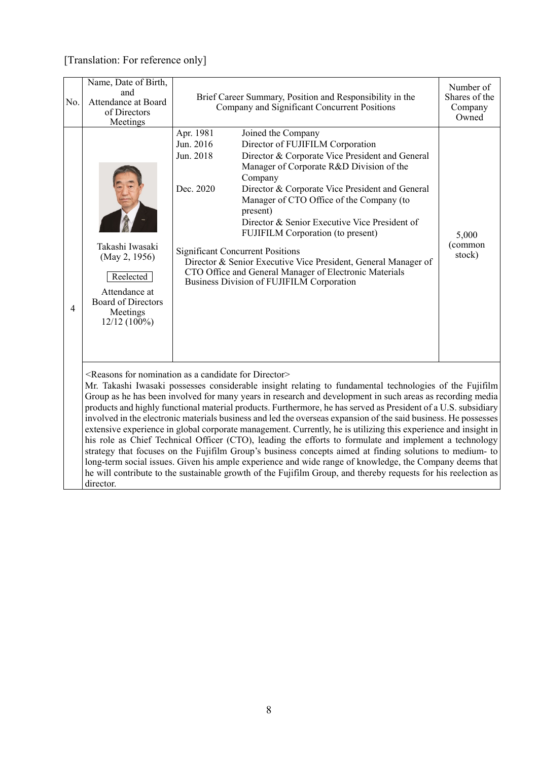[Translation: For reference only]

| No. | Name, Date of Birth, and Attendance at Board of Directors Meetings | Brief Career Summary, Position and Responsibility in the Company and Significant Concurrent Positions | Number of Shares of the Company Owned |
|---|---|---|---|
| 4 | Takashi Iwasaki<br>(May 2, 1956)<br><br>Reelected<br><br>Attendance at Board of Directors Meetings<br>12/12 (100%) | Apr. 1981 Joined the Company<br>Jun. 2016 Director of FUJIFILM Corporation<br>Jun. 2018 Director & Corporate Vice President and General Manager of Corporate R&D Division of the Company<br>Dec. 2020 Director & Corporate Vice President and General Manager of CTO Office of the Company (to present)<br>Director & Senior Executive Vice President of FUJIFILM Corporation (to present)<br><br>Significant Concurrent Positions<br>Director & Senior Executive Vice President, General Manager of CTO Office and General Manager of Electronic Materials Business Division of FUJIFILM Corporation | 5,000 (common stock) |
| | <Reasons for nomination as a candidate for Director><br>Mr. Takashi Iwasaki possesses considerable insight relating to fundamental technologies of the Fujifilm Group as he has been involved for many years in research and development in such areas as recording media products and highly functional material products. Furthermore, he has served as President of a U.S. subsidiary involved in the electronic materials business and led the overseas expansion of the said business. He possesses extensive experience in global corporate management. Currently, he is utilizing this experience and insight in his role as Chief Technical Officer (CTO), leading the efforts to formulate and implement a technology strategy that focuses on the Fujifilm Group's business concepts aimed at finding solutions to medium- to long-term social issues. Given his ample experience and wide range of knowledge, the Company deems that he will contribute to the sustainable growth of the Fujifilm Group, and thereby requests for his reelection as director. | | |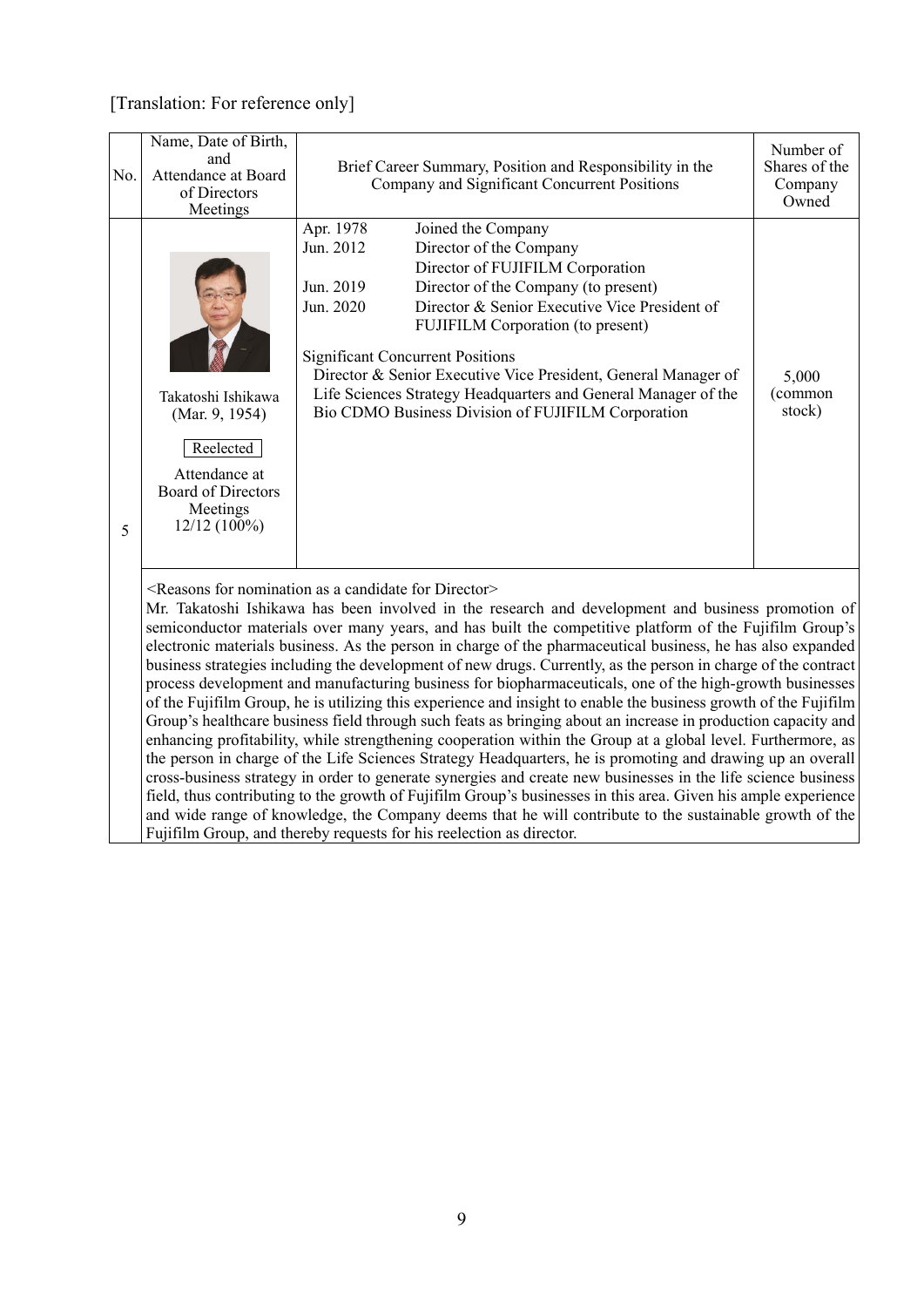[Translation: For reference only]

| No. | Name, Date of Birth, and Attendance at Board of Directors Meetings | Brief Career Summary, Position and Responsibility in the Company and Significant Concurrent Positions | Number of Shares of the Company Owned |
|---|---|---|---|
| 5 | Takatoshi Ishikawa (Mar. 9, 1954) Reelected Attendance at Board of Directors Meetings 12/12 (100%) | Apr. 1978 Joined the Company<br>Jun. 2012 Director of the Company<br>Director of FUJIFILM Corporation<br>Jun. 2019 Director of the Company (to present)<br>Jun. 2020 Director & Senior Executive Vice President of FUJIFILM Corporation (to present)<br><br>Significant Concurrent Positions<br>Director & Senior Executive Vice President, General Manager of Life Sciences Strategy Headquarters and General Manager of the Bio CDMO Business Division of FUJIFILM Corporation | 5,000 (common stock) |

<Reasons for nomination as a candidate for Director>

Mr. Takatoshi Ishikawa has been involved in the research and development and business promotion of semiconductor materials over many years, and has built the competitive platform of the Fujifilm Group's electronic materials business. As the person in charge of the pharmaceutical business, he has also expanded business strategies including the development of new drugs. Currently, as the person in charge of the contract process development and manufacturing business for biopharmaceuticals, one of the high-growth businesses of the Fujifilm Group, he is utilizing this experience and insight to enable the business growth of the Fujifilm Group's healthcare business field through such feats as bringing about an increase in production capacity and enhancing profitability, while strengthening cooperation within the Group at a global level. Furthermore, as the person in charge of the Life Sciences Strategy Headquarters, he is promoting and drawing up an overall cross-business strategy in order to generate synergies and create new businesses in the life science business field, thus contributing to the growth of Fujifilm Group's businesses in this area. Given his ample experience and wide range of knowledge, the Company deems that he will contribute to the sustainable growth of the Fujifilm Group, and thereby requests for his reelection as director.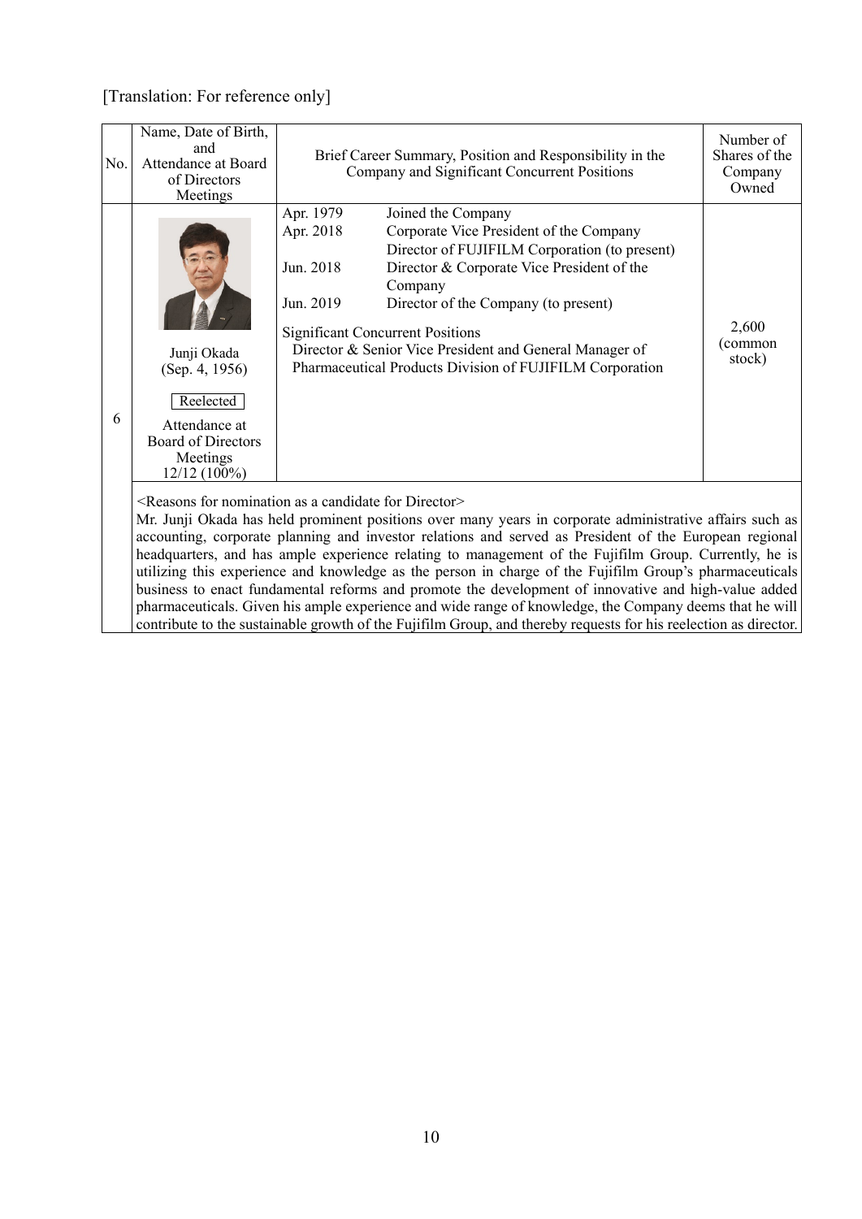[Translation: For reference only]

| No. | Name, Date of Birth, and Attendance at Board of Directors Meetings | Brief Career Summary, Position and Responsibility in the Company and Significant Concurrent Positions | Number of Shares of the Company Owned |
|---|---|---|---|
| 6 | Junji Okada (Sep. 4, 1956) <br> Reelected <br> Attendance at Board of Directors Meetings 12/12 (100%) | Apr. 1979 Joined the Company <br> Apr. 2018 Corporate Vice President of the Company <br> Director of FUJIFILM Corporation (to present) <br> Jun. 2018 Director & Corporate Vice President of the Company <br> Jun. 2019 Director of the Company (to present) <br><br> Significant Concurrent Positions <br> Director & Senior Vice President and General Manager of Pharmaceutical Products Division of FUJIFILM Corporation | 2,600 (common stock) |

<Reasons for nomination as a candidate for Director>

Mr. Junji Okada has held prominent positions over many years in corporate administrative affairs such as accounting, corporate planning and investor relations and served as President of the European regional headquarters, and has ample experience relating to management of the Fujifilm Group. Currently, he is utilizing this experience and knowledge as the person in charge of the Fujifilm Group's pharmaceuticals business to enact fundamental reforms and promote the development of innovative and high-value added pharmaceuticals. Given his ample experience and wide range of knowledge, the Company deems that he will contribute to the sustainable growth of the Fujifilm Group, and thereby requests for his reelection as director.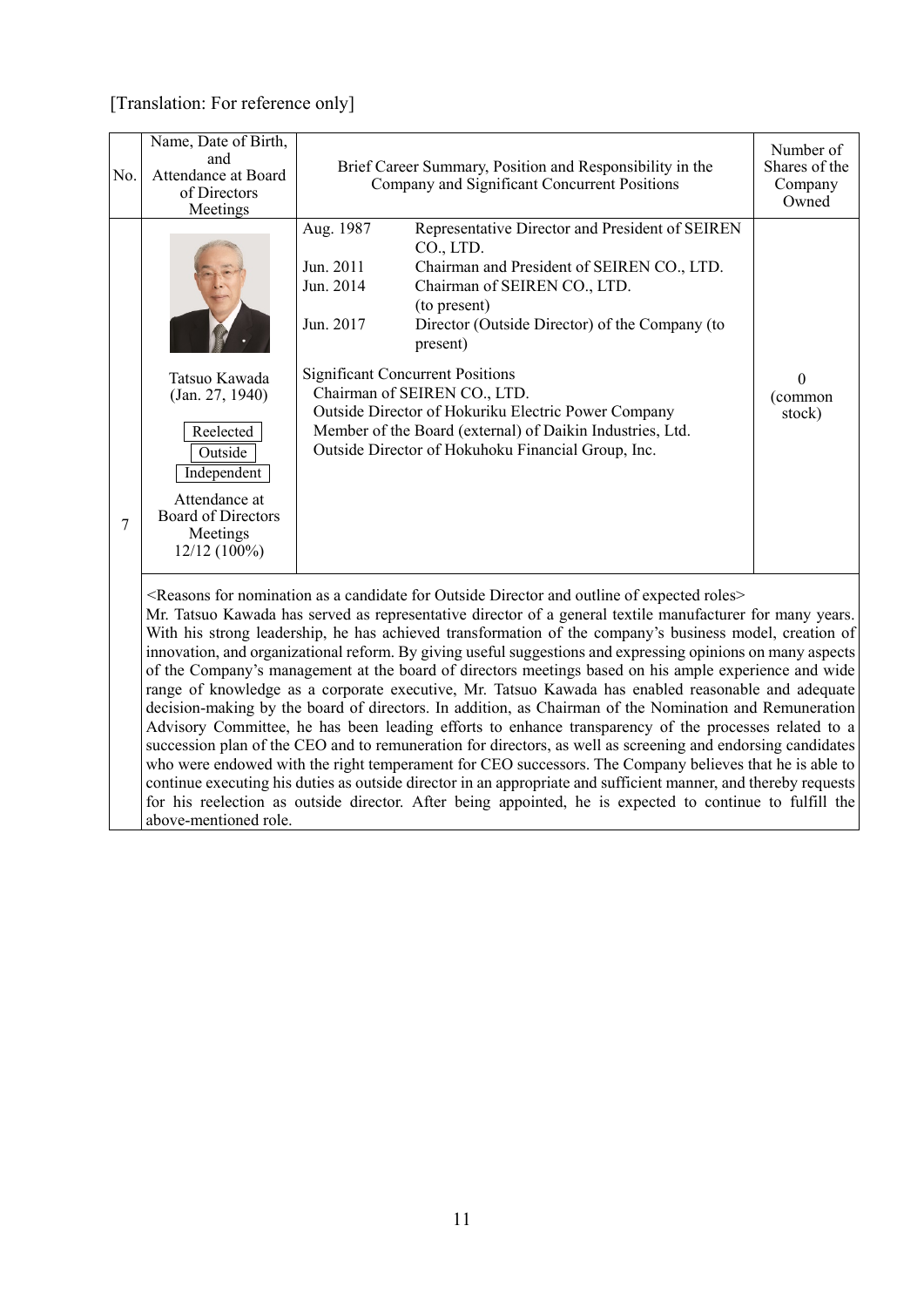[Translation: For reference only]

| No. | Name, Date of Birth, and Attendance at Board of Directors Meetings | Brief Career Summary, Position and Responsibility in the Company and Significant Concurrent Positions | Number of Shares of the Company Owned |
|---|---|---|---|
| 7 | Tatsuo Kawada (Jan. 27, 1940)<br>Reelected<br>Outside<br>Independent<br>Attendance at Board of Directors Meetings 12/12 (100%) | Aug. 1987 Representative Director and President of SEIREN CO., LTD.<br>Jun. 2011 Chairman and President of SEIREN CO., LTD.<br>Jun. 2014 Chairman of SEIREN CO., LTD. (to present)<br>Jun. 2017 Director (Outside Director) of the Company (to present)<br><br>Significant Concurrent Positions<br>Chairman of SEIREN CO., LTD.<br>Outside Director of Hokuriku Electric Power Company<br>Member of the Board (external) of Daikin Industries, Ltd.<br>Outside Director of Hokuhoku Financial Group, Inc. | 0 (common stock) |
| | <Reasons for nomination as a candidate for Outside Director and outline of expected roles><br>Mr. Tatsuo Kawada has served as representative director of a general textile manufacturer for many years. With his strong leadership, he has achieved transformation of the company's business model, creation of innovation, and organizational reform. By giving useful suggestions and expressing opinions on many aspects of the Company's management at the board of directors meetings based on his ample experience and wide range of knowledge as a corporate executive, Mr. Tatsuo Kawada has enabled reasonable and adequate decision-making by the board of directors. In addition, as Chairman of the Nomination and Remuneration Advisory Committee, he has been leading efforts to enhance transparency of the processes related to a succession plan of the CEO and to remuneration for directors, as well as screening and endorsing candidates who were endowed with the right temperament for CEO successors. The Company believes that he is able to continue executing his duties as outside director in an appropriate and sufficient manner, and thereby requests for his reelection as outside director. After being appointed, he is expected to continue to fulfill the above-mentioned role. | | |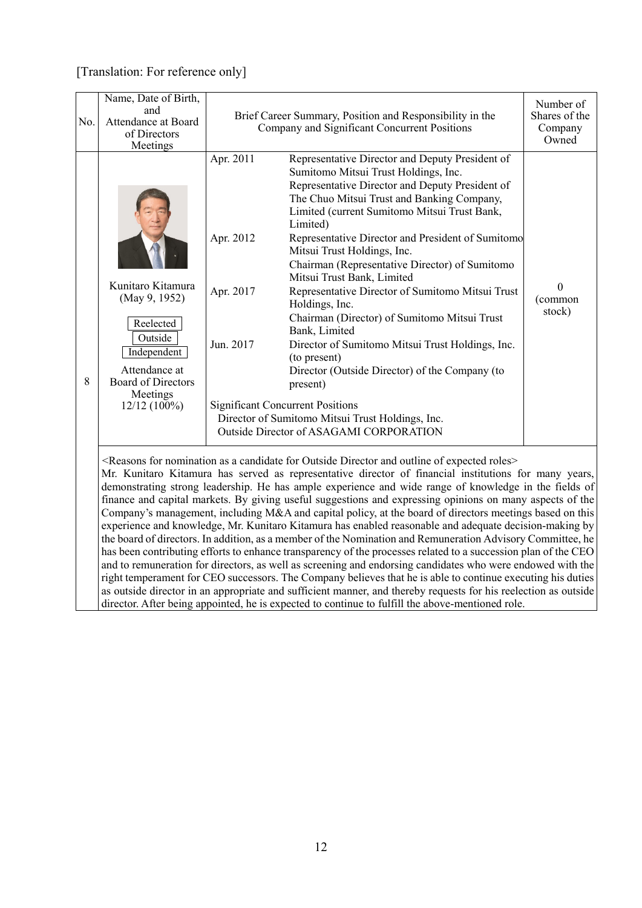[Translation: For reference only]

| No. | Name, Date of Birth, and Attendance at Board of Directors Meetings | Brief Career Summary, Position and Responsibility in the Company and Significant Concurrent Positions | | Number of Shares of the Company Owned |
|---|---|---|---|---|
| 8 | Kunitaro Kitamura (May 9, 1952)<br>Reelected<br>Outside<br>Independent<br>Attendance at Board of Directors Meetings 12/12 (100%) | Apr. 2011 | Representative Director and Deputy President of Sumitomo Mitsui Trust Holdings, Inc.<br>Representative Director and Deputy President of The Chuo Mitsui Trust and Banking Company, Limited (current Sumitomo Mitsui Trust Bank, Limited) | 0 (common stock) |
| | | Apr. 2012 | Representative Director and President of Sumitomo Mitsui Trust Holdings, Inc.<br>Chairman (Representative Director) of Sumitomo Mitsui Trust Bank, Limited | |
| | | Apr. 2017 | Representative Director of Sumitomo Mitsui Trust Holdings, Inc.<br>Chairman (Director) of Sumitomo Mitsui Trust Bank, Limited | |
| | | Jun. 2017 | Director of Sumitomo Mitsui Trust Holdings, Inc. (to present)<br>Director (Outside Director) of the Company (to present) | |
| | | Significant Concurrent Positions<br>Director of Sumitomo Mitsui Trust Holdings, Inc.<br>Outside Director of ASAGAMI CORPORATION | | |

<Reasons for nomination as a candidate for Outside Director and outline of expected roles>

Mr. Kunitaro Kitamura has served as representative director of financial institutions for many years, demonstrating strong leadership. He has ample experience and wide range of knowledge in the fields of finance and capital markets. By giving useful suggestions and expressing opinions on many aspects of the Company's management, including M&A and capital policy, at the board of directors meetings based on this experience and knowledge, Mr. Kunitaro Kitamura has enabled reasonable and adequate decision-making by the board of directors. In addition, as a member of the Nomination and Remuneration Advisory Committee, he has been contributing efforts to enhance transparency of the processes related to a succession plan of the CEO and to remuneration for directors, as well as screening and endorsing candidates who were endowed with the right temperament for CEO successors. The Company believes that he is able to continue executing his duties as outside director in an appropriate and sufficient manner, and thereby requests for his reelection as outside director. After being appointed, he is expected to continue to fulfill the above-mentioned role.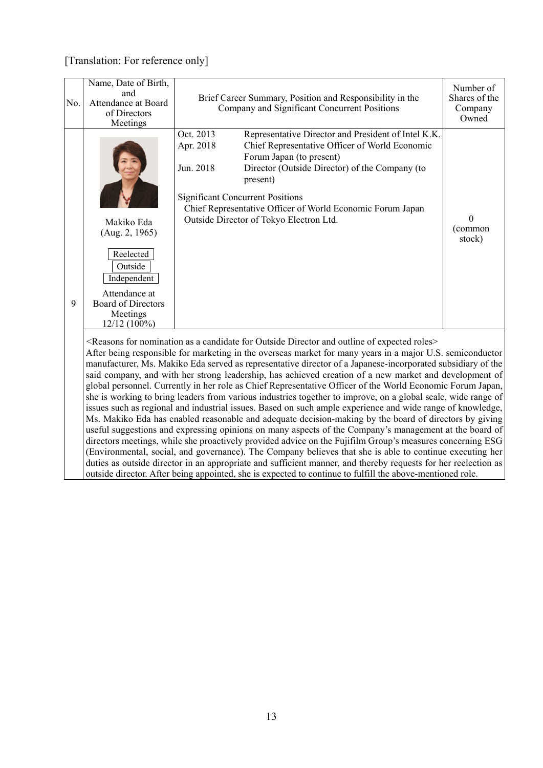[Translation: For reference only]

| No. | Name, Date of Birth, and Attendance at Board of Directors Meetings | Brief Career Summary, Position and Responsibility in the Company and Significant Concurrent Positions | Number of Shares of the Company Owned |
|---|---|---|---|
| 9 | Makiko Eda (Aug. 2, 1965)<br><br>Reelected<br>Outside<br>Independent<br><br>Attendance at Board of Directors Meetings 12/12 (100%) | Oct. 2013 Representative Director and President of Intel K.K.<br>Apr. 2018 Chief Representative Officer of World Economic Forum Japan (to present)<br>Jun. 2018 Director (Outside Director) of the Company (to present)<br><br>Significant Concurrent Positions<br>Chief Representative Officer of World Economic Forum Japan<br>Outside Director of Tokyo Electron Ltd. | 0 (common stock) |

<Reasons for nomination as a candidate for Outside Director and outline of expected roles>
After being responsible for marketing in the overseas market for many years in a major U.S. semiconductor manufacturer, Ms. Makiko Eda served as representative director of a Japanese-incorporated subsidiary of the said company, and with her strong leadership, has achieved creation of a new market and development of global personnel. Currently in her role as Chief Representative Officer of the World Economic Forum Japan, she is working to bring leaders from various industries together to improve, on a global scale, wide range of issues such as regional and industrial issues. Based on such ample experience and wide range of knowledge, Ms. Makiko Eda has enabled reasonable and adequate decision-making by the board of directors by giving useful suggestions and expressing opinions on many aspects of the Company's management at the board of directors meetings, while she proactively provided advice on the Fujifilm Group's measures concerning ESG (Environmental, social, and governance). The Company believes that she is able to continue executing her duties as outside director in an appropriate and sufficient manner, and thereby requests for her reelection as outside director. After being appointed, she is expected to continue to fulfill the above-mentioned role.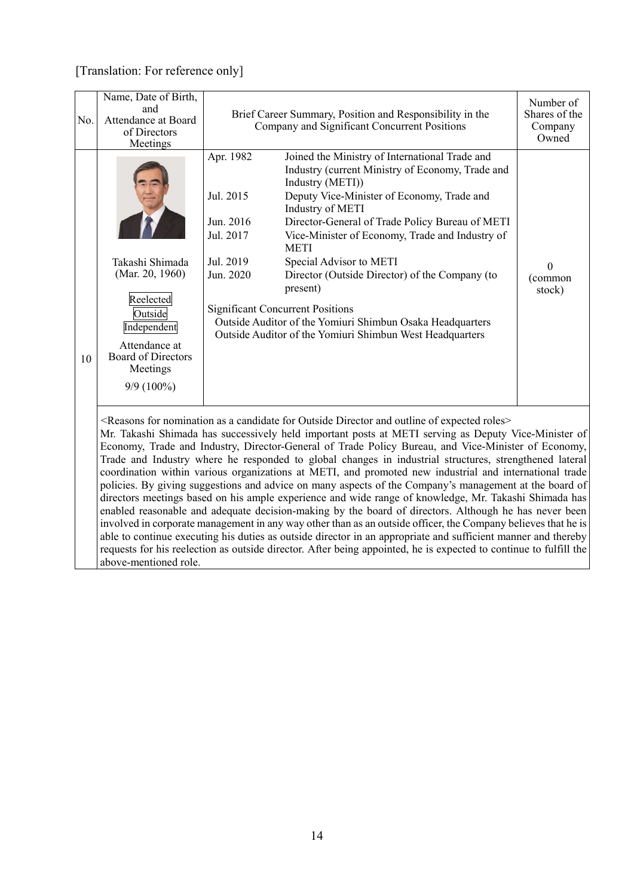[Translation: For reference only]

| No. | Name, Date of Birth, and Attendance at Board of Directors Meetings | Brief Career Summary, Position and Responsibility in the Company and Significant Concurrent Positions | | Number of Shares of the Company Owned |
|---|---|---|---|---|
| 10 | Takashi Shimada (Mar. 20, 1960)<br><br>Reelected<br>Outside<br>Independent<br><br>Attendance at Board of Directors Meetings<br>9/9 (100%) | Apr. 1982 | Joined the Ministry of International Trade and Industry (current Ministry of Economy, Trade and Industry (METI)) | 0 (common stock) |
| | | Jul. 2015 | Deputy Vice-Minister of Economy, Trade and Industry of METI | |
| | | Jun. 2016 | Director-General of Trade Policy Bureau of METI | |
| | | Jul. 2017 | Vice-Minister of Economy, Trade and Industry of METI | |
| | | Jul. 2019 | Special Advisor to METI | |
| | | Jun. 2020 | Director (Outside Director) of the Company (to present) | |
| | | Significant Concurrent Positions<br>Outside Auditor of the Yomiuri Shimbun Osaka Headquarters<br>Outside Auditor of the Yomiuri Shimbun West Headquarters | | |

<Reasons for nomination as a candidate for Outside Director and outline of expected roles>

Mr. Takashi Shimada has successively held important posts at METI serving as Deputy Vice-Minister of Economy, Trade and Industry, Director-General of Trade Policy Bureau, and Vice-Minister of Economy, Trade and Industry where he responded to global changes in industrial structures, strengthened lateral coordination within various organizations at METI, and promoted new industrial and international trade policies. By giving suggestions and advice on many aspects of the Company's management at the board of directors meetings based on his ample experience and wide range of knowledge, Mr. Takashi Shimada has enabled reasonable and adequate decision-making by the board of directors. Although he has never been involved in corporate management in any way other than as an outside officer, the Company believes that he is able to continue executing his duties as outside director in an appropriate and sufficient manner and thereby requests for his reelection as outside director. After being appointed, he is expected to continue to fulfill the above-mentioned role.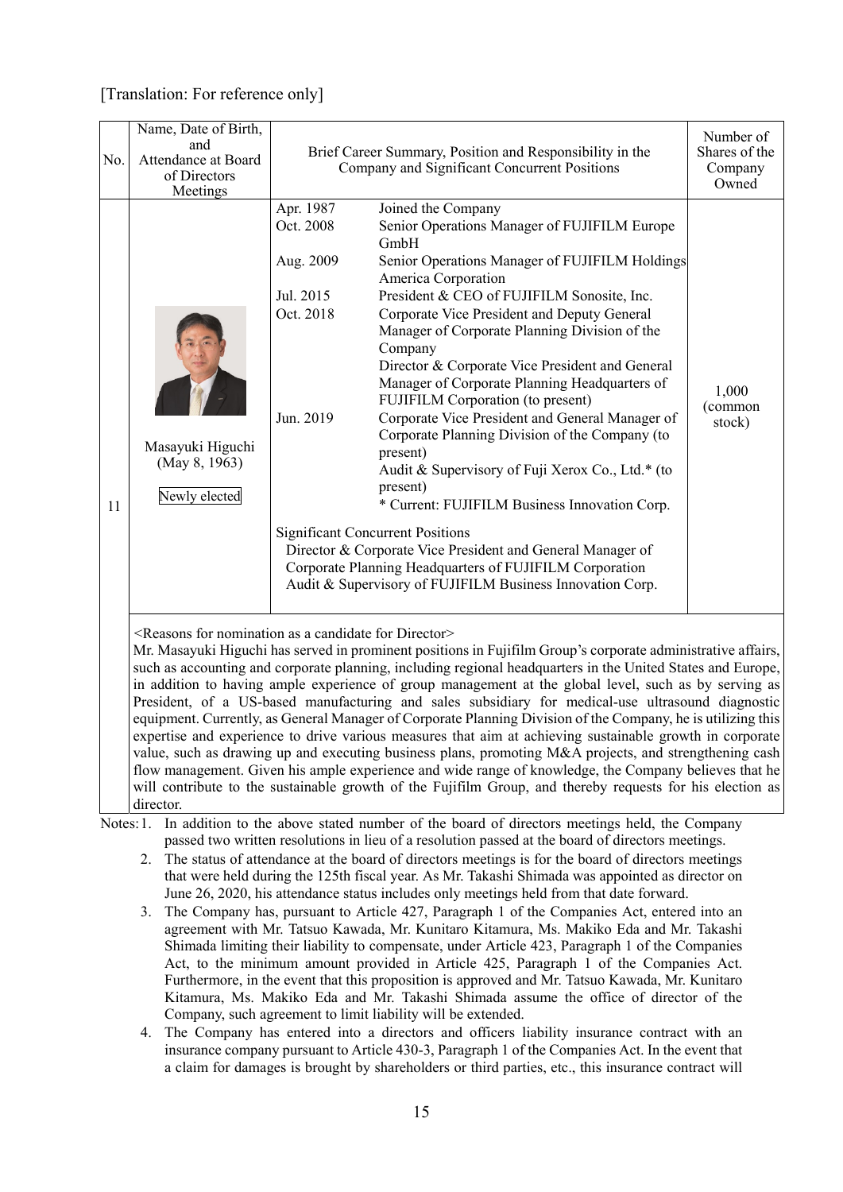[Translation: For reference only]

| No. | Name, Date of Birth, and Attendance at Board of Directors Meetings | Brief Career Summary, Position and Responsibility in the Company and Significant Concurrent Positions | Number of Shares of the Company Owned |
|---|---|---|---|
| 11 | Masayuki Higuchi (May 8, 1963) Newly elected | Apr. 1987 Joined the Company<br>Oct. 2008 Senior Operations Manager of FUJIFILM Europe GmbH<br>Aug. 2009 Senior Operations Manager of FUJIFILM Holdings America Corporation<br>Jul. 2015 President & CEO of FUJIFILM Sonosite, Inc.<br>Oct. 2018 Corporate Vice President and Deputy General Manager of Corporate Planning Division of the Company<br>Director & Corporate Vice President and General Manager of Corporate Planning Headquarters of FUJIFILM Corporation (to present)<br>Jun. 2019 Corporate Vice President and General Manager of Corporate Planning Division of the Company (to present)<br>Audit & Supervisory of Fuji Xerox Co., Ltd.* (to present)<br>* Current: FUJIFILM Business Innovation Corp.<br><br>Significant Concurrent Positions<br>Director & Corporate Vice President and General Manager of Corporate Planning Headquarters of FUJIFILM Corporation<br>Audit & Supervisory of FUJIFILM Business Innovation Corp. | 1,000 (common stock) |

<Reasons for nomination as a candidate for Director>

Mr. Masayuki Higuchi has served in prominent positions in Fujifilm Group's corporate administrative affairs, such as accounting and corporate planning, including regional headquarters in the United States and Europe, in addition to having ample experience of group management at the global level, such as by serving as President, of a US-based manufacturing and sales subsidiary for medical-use ultrasound diagnostic equipment. Currently, as General Manager of Corporate Planning Division of the Company, he is utilizing this expertise and experience to drive various measures that aim at achieving sustainable growth in corporate value, such as drawing up and executing business plans, promoting M&A projects, and strengthening cash flow management. Given his ample experience and wide range of knowledge, the Company believes that he will contribute to the sustainable growth of the Fujifilm Group, and thereby requests for his election as director.

Notes:

1. In addition to the above stated number of the board of directors meetings held, the Company passed two written resolutions in lieu of a resolution passed at the board of directors meetings.
2. The status of attendance at the board of directors meetings is for the board of directors meetings that were held during the 125th fiscal year. As Mr. Takashi Shimada was appointed as director on June 26, 2020, his attendance status includes only meetings held from that date forward.
3. The Company has, pursuant to Article 427, Paragraph 1 of the Companies Act, entered into an agreement with Mr. Tatsuo Kawada, Mr. Kunitaro Kitamura, Ms. Makiko Eda and Mr. Takashi Shimada limiting their liability to compensate, under Article 423, Paragraph 1 of the Companies Act, to the minimum amount provided in Article 425, Paragraph 1 of the Companies Act. Furthermore, in the event that this proposition is approved and Mr. Tatsuo Kawada, Mr. Kunitaro Kitamura, Ms. Makiko Eda and Mr. Takashi Shimada assume the office of director of the Company, such agreement to limit liability will be extended.
4. The Company has entered into a directors and officers liability insurance contract with an insurance company pursuant to Article 430-3, Paragraph 1 of the Companies Act. In the event that a claim for damages is brought by shareholders or third parties, etc., this insurance contract will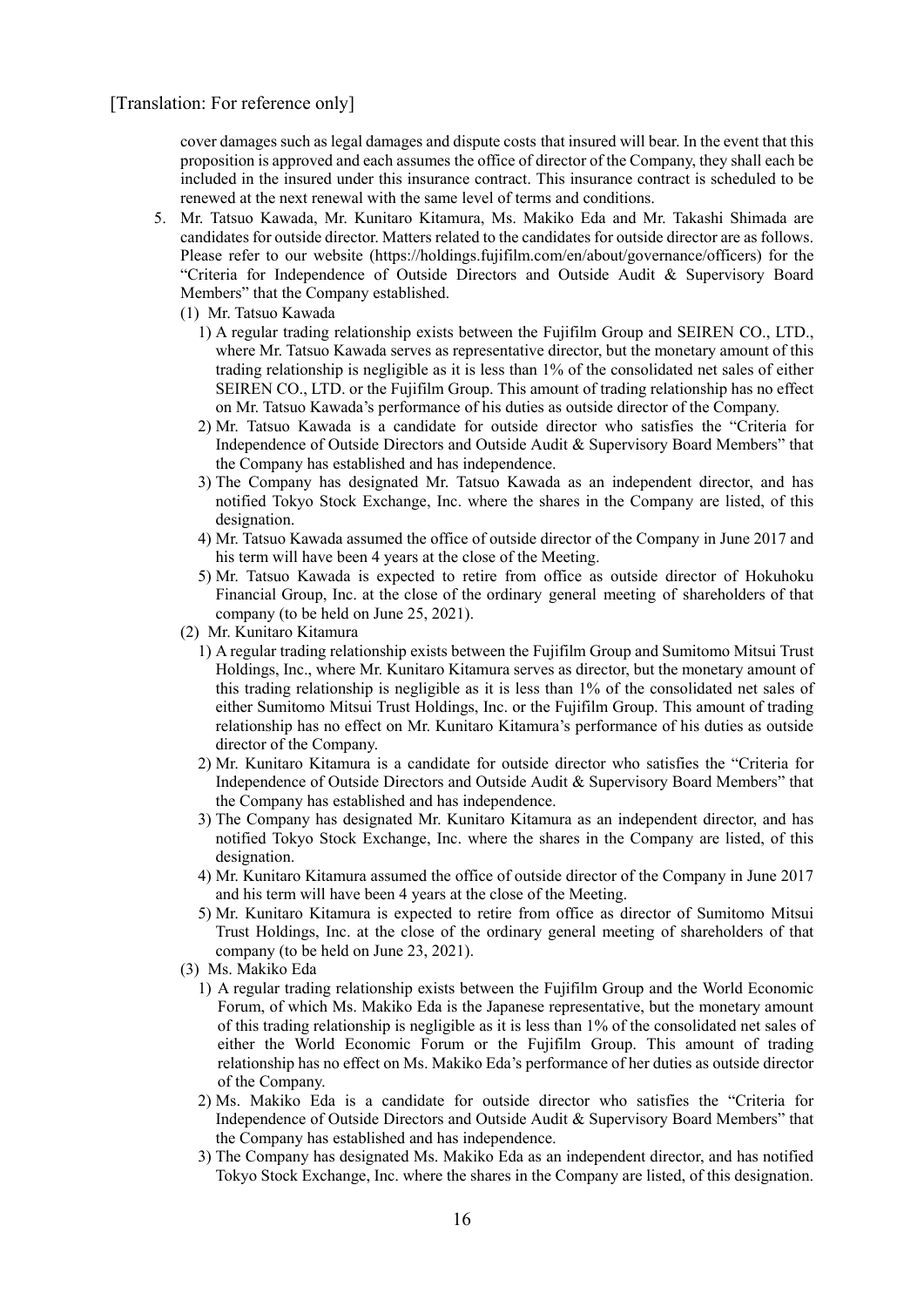[Translation: For reference only]

cover damages such as legal damages and dispute costs that insured will bear. In the event that this proposition is approved and each assumes the office of director of the Company, they shall each be included in the insured under this insurance contract. This insurance contract is scheduled to be renewed at the next renewal with the same level of terms and conditions.

5. Mr. Tatsuo Kawada, Mr. Kunitaro Kitamura, Ms. Makiko Eda and Mr. Takashi Shimada are candidates for outside director. Matters related to the candidates for outside director are as follows. Please refer to our website (https://holdings.fujifilm.com/en/about/governance/officers) for the "Criteria for Independence of Outside Directors and Outside Audit & Supervisory Board Members" that the Company established.

   (1) Mr. Tatsuo Kawada

      1) A regular trading relationship exists between the Fujifilm Group and SEIREN CO., LTD., where Mr. Tatsuo Kawada serves as representative director, but the monetary amount of this trading relationship is negligible as it is less than 1% of the consolidated net sales of either SEIREN CO., LTD. or the Fujifilm Group. This amount of trading relationship has no effect on Mr. Tatsuo Kawada's performance of his duties as outside director of the Company.
      2) Mr. Tatsuo Kawada is a candidate for outside director who satisfies the "Criteria for Independence of Outside Directors and Outside Audit & Supervisory Board Members" that the Company has established and has independence.
      3) The Company has designated Mr. Tatsuo Kawada as an independent director, and has notified Tokyo Stock Exchange, Inc. where the shares in the Company are listed, of this designation.
      4) Mr. Tatsuo Kawada assumed the office of outside director of the Company in June 2017 and his term will have been 4 years at the close of the Meeting.
      5) Mr. Tatsuo Kawada is expected to retire from office as outside director of Hokuhoku Financial Group, Inc. at the close of the ordinary general meeting of shareholders of that company (to be held on June 25, 2021).

   (2) Mr. Kunitaro Kitamura

      1) A regular trading relationship exists between the Fujifilm Group and Sumitomo Mitsui Trust Holdings, Inc., where Mr. Kunitaro Kitamura serves as director, but the monetary amount of this trading relationship is negligible as it is less than 1% of the consolidated net sales of either Sumitomo Mitsui Trust Holdings, Inc. or the Fujifilm Group. This amount of trading relationship has no effect on Mr. Kunitaro Kitamura's performance of his duties as outside director of the Company.
      2) Mr. Kunitaro Kitamura is a candidate for outside director who satisfies the "Criteria for Independence of Outside Directors and Outside Audit & Supervisory Board Members" that the Company has established and has independence.
      3) The Company has designated Mr. Kunitaro Kitamura as an independent director, and has notified Tokyo Stock Exchange, Inc. where the shares in the Company are listed, of this designation.
      4) Mr. Kunitaro Kitamura assumed the office of outside director of the Company in June 2017 and his term will have been 4 years at the close of the Meeting.
      5) Mr. Kunitaro Kitamura is expected to retire from office as director of Sumitomo Mitsui Trust Holdings, Inc. at the close of the ordinary general meeting of shareholders of that company (to be held on June 23, 2021).

   (3) Ms. Makiko Eda

      1) A regular trading relationship exists between the Fujifilm Group and the World Economic Forum, of which Ms. Makiko Eda is the Japanese representative, but the monetary amount of this trading relationship is negligible as it is less than 1% of the consolidated net sales of either the World Economic Forum or the Fujifilm Group. This amount of trading relationship has no effect on Ms. Makiko Eda's performance of her duties as outside director of the Company.
      2) Ms. Makiko Eda is a candidate for outside director who satisfies the "Criteria for Independence of Outside Directors and Outside Audit & Supervisory Board Members" that the Company has established and has independence.
      3) The Company has designated Ms. Makiko Eda as an independent director, and has notified Tokyo Stock Exchange, Inc. where the shares in the Company are listed, of this designation.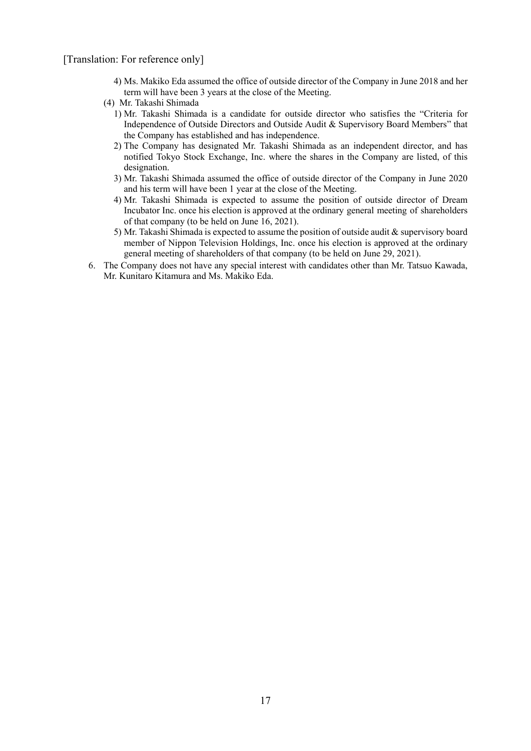[Translation: For reference only]

4) Ms. Makiko Eda assumed the office of outside director of the Company in June 2018 and her term will have been 3 years at the close of the Meeting.

(4) Mr. Takashi Shimada

1) Mr. Takashi Shimada is a candidate for outside director who satisfies the "Criteria for Independence of Outside Directors and Outside Audit & Supervisory Board Members" that the Company has established and has independence.

2) The Company has designated Mr. Takashi Shimada as an independent director, and has notified Tokyo Stock Exchange, Inc. where the shares in the Company are listed, of this designation.

3) Mr. Takashi Shimada assumed the office of outside director of the Company in June 2020 and his term will have been 1 year at the close of the Meeting.

4) Mr. Takashi Shimada is expected to assume the position of outside director of Dream Incubator Inc. once his election is approved at the ordinary general meeting of shareholders of that company (to be held on June 16, 2021).

5) Mr. Takashi Shimada is expected to assume the position of outside audit & supervisory board member of Nippon Television Holdings, Inc. once his election is approved at the ordinary general meeting of shareholders of that company (to be held on June 29, 2021).

6. The Company does not have any special interest with candidates other than Mr. Tatsuo Kawada, Mr. Kunitaro Kitamura and Ms. Makiko Eda.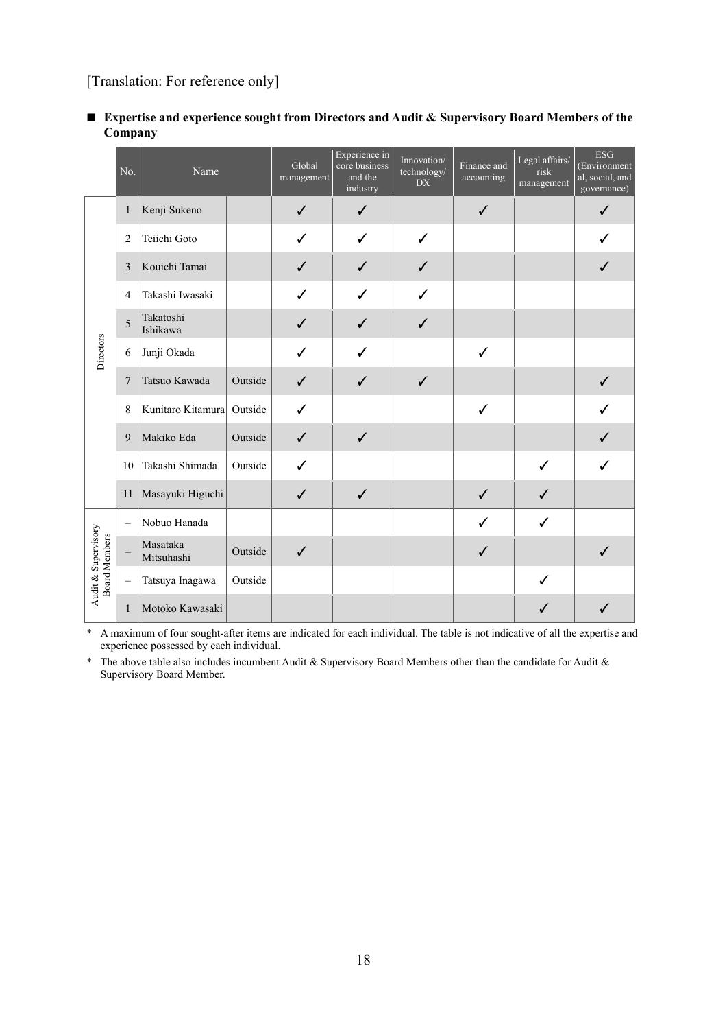[Translation: For reference only]

■ **Expertise and experience sought from Directors and Audit & Supervisory Board Members of the Company**

| | No. | Name | | Global management | Experience in core business and the industry | Innovation/ technology/ DX | Finance and accounting | Legal affairs/ risk management | ESG (Environmental, social, and governance) |
|---|---|---|---|---|---|---|---|---|---|
| Directors | 1 | Kenji Sukeno | | ✓ | ✓ | | ✓ | | ✓ |
| | 2 | Teiichi Goto | | ✓ | ✓ | ✓ | | | ✓ |
| | 3 | Kouichi Tamai | | ✓ | ✓ | ✓ | | | ✓ |
| | 4 | Takashi Iwasaki | | ✓ | ✓ | ✓ | | | |
| | 5 | Takatoshi Ishikawa | | ✓ | ✓ | ✓ | | | |
| | 6 | Junji Okada | | ✓ | ✓ | | ✓ | | |
| | 7 | Tatsuo Kawada | Outside | ✓ | ✓ | ✓ | | | ✓ |
| | 8 | Kunitaro Kitamura | Outside | ✓ | | | ✓ | | ✓ |
| | 9 | Makiko Eda | Outside | ✓ | ✓ | | | | ✓ |
| | 10 | Takashi Shimada | Outside | ✓ | | | | ✓ | ✓ |
| | 11 | Masayuki Higuchi | | ✓ | ✓ | | ✓ | ✓ | |
| Audit & Supervisory Board Members | – | Nobuo Hanada | | | | | ✓ | ✓ | |
| | – | Masataka Mitsuhashi | Outside | ✓ | | | ✓ | | ✓ |
| | – | Tatsuya Inagawa | Outside | | | | | ✓ | |
| | 1 | Motoko Kawasaki | | | | | | ✓ | ✓ |

\* A maximum of four sought-after items are indicated for each individual. The table is not indicative of all the expertise and experience possessed by each individual.

\* The above table also includes incumbent Audit & Supervisory Board Members other than the candidate for Audit & Supervisory Board Member.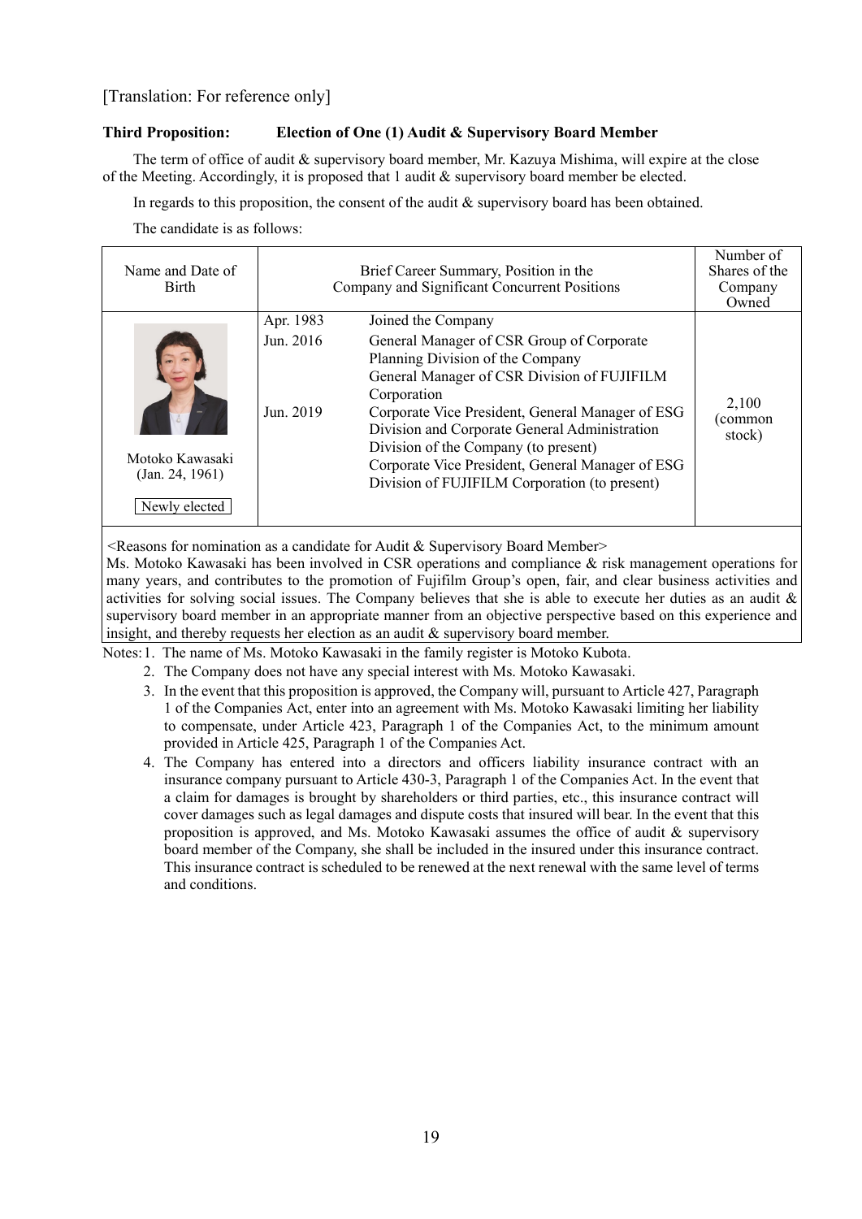[Translation: For reference only]

### Third Proposition: Election of One (1) Audit & Supervisory Board Member

The term of office of audit & supervisory board member, Mr. Kazuya Mishima, will expire at the close of the Meeting. Accordingly, it is proposed that 1 audit & supervisory board member be elected.

In regards to this proposition, the consent of the audit & supervisory board has been obtained.

The candidate is as follows:

| Name and Date of Birth | Brief Career Summary, Position in the Company and Significant Concurrent Positions | | Number of Shares of the Company Owned |
|---|---|---|---|
| Motoko Kawasaki (Jan. 24, 1961) Newly elected | Apr. 1983 | Joined the Company | 2,100 (common stock) |
| | Jun. 2016 | General Manager of CSR Group of Corporate Planning Division of the Company<br>General Manager of CSR Division of FUJIFILM Corporation | |
| | Jun. 2019 | Corporate Vice President, General Manager of ESG Division and Corporate General Administration Division of the Company (to present)<br>Corporate Vice President, General Manager of ESG Division of FUJIFILM Corporation (to present) | |

<Reasons for nomination as a candidate for Audit & Supervisory Board Member>
Ms. Motoko Kawasaki has been involved in CSR operations and compliance & risk management operations for many years, and contributes to the promotion of Fujifilm Group's open, fair, and clear business activities and activities for solving social issues. The Company believes that she is able to execute her duties as an audit & supervisory board member in an appropriate manner from an objective perspective based on this experience and insight, and thereby requests her election as an audit & supervisory board member.

Notes:
1. The name of Ms. Motoko Kawasaki in the family register is Motoko Kubota.
2. The Company does not have any special interest with Ms. Motoko Kawasaki.
3. In the event that this proposition is approved, the Company will, pursuant to Article 427, Paragraph 1 of the Companies Act, enter into an agreement with Ms. Motoko Kawasaki limiting her liability to compensate, under Article 423, Paragraph 1 of the Companies Act, to the minimum amount provided in Article 425, Paragraph 1 of the Companies Act.
4. The Company has entered into a directors and officers liability insurance contract with an insurance company pursuant to Article 430-3, Paragraph 1 of the Companies Act. In the event that a claim for damages is brought by shareholders or third parties, etc., this insurance contract will cover damages such as legal damages and dispute costs that insured will bear. In the event that this proposition is approved, and Ms. Motoko Kawasaki assumes the office of audit & supervisory board member of the Company, she shall be included in the insured under this insurance contract. This insurance contract is scheduled to be renewed at the next renewal with the same level of terms and conditions.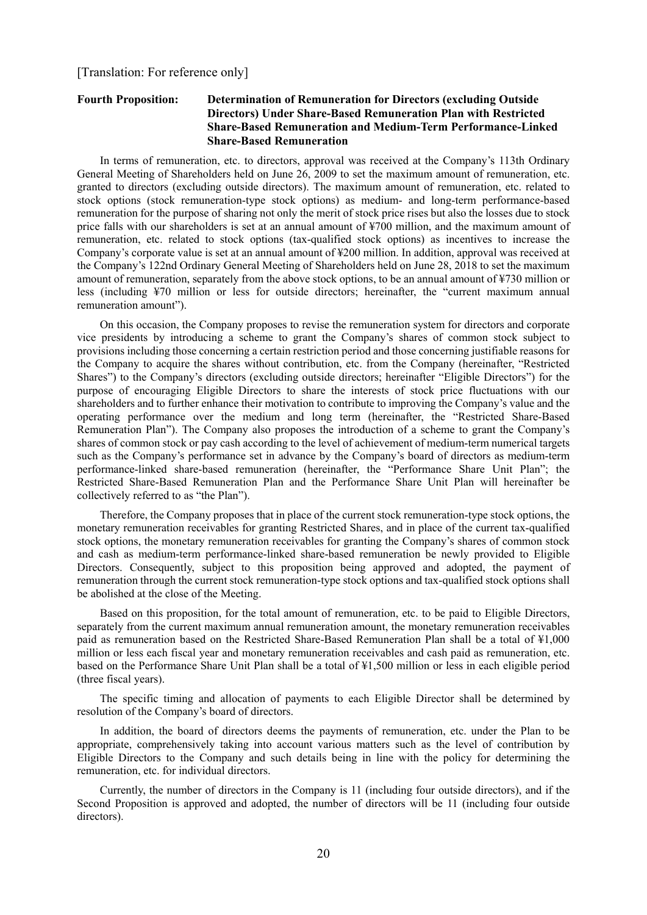[Translation: For reference only]

**Fourth Proposition: Determination of Remuneration for Directors (excluding Outside Directors) Under Share-Based Remuneration Plan with Restricted Share-Based Remuneration and Medium-Term Performance-Linked Share-Based Remuneration**

In terms of remuneration, etc. to directors, approval was received at the Company's 113th Ordinary General Meeting of Shareholders held on June 26, 2009 to set the maximum amount of remuneration, etc. granted to directors (excluding outside directors). The maximum amount of remuneration, etc. related to stock options (stock remuneration-type stock options) as medium- and long-term performance-based remuneration for the purpose of sharing not only the merit of stock price rises but also the losses due to stock price falls with our shareholders is set at an annual amount of ¥700 million, and the maximum amount of remuneration, etc. related to stock options (tax-qualified stock options) as incentives to increase the Company's corporate value is set at an annual amount of ¥200 million. In addition, approval was received at the Company's 122nd Ordinary General Meeting of Shareholders held on June 28, 2018 to set the maximum amount of remuneration, separately from the above stock options, to be an annual amount of ¥730 million or less (including ¥70 million or less for outside directors; hereinafter, the "current maximum annual remuneration amount").

On this occasion, the Company proposes to revise the remuneration system for directors and corporate vice presidents by introducing a scheme to grant the Company's shares of common stock subject to provisions including those concerning a certain restriction period and those concerning justifiable reasons for the Company to acquire the shares without contribution, etc. from the Company (hereinafter, "Restricted Shares") to the Company's directors (excluding outside directors; hereinafter "Eligible Directors") for the purpose of encouraging Eligible Directors to share the interests of stock price fluctuations with our shareholders and to further enhance their motivation to contribute to improving the Company's value and the operating performance over the medium and long term (hereinafter, the "Restricted Share-Based Remuneration Plan"). The Company also proposes the introduction of a scheme to grant the Company's shares of common stock or pay cash according to the level of achievement of medium-term numerical targets such as the Company's performance set in advance by the Company's board of directors as medium-term performance-linked share-based remuneration (hereinafter, the "Performance Share Unit Plan"; the Restricted Share-Based Remuneration Plan and the Performance Share Unit Plan will hereinafter be collectively referred to as "the Plan").

Therefore, the Company proposes that in place of the current stock remuneration-type stock options, the monetary remuneration receivables for granting Restricted Shares, and in place of the current tax-qualified stock options, the monetary remuneration receivables for granting the Company's shares of common stock and cash as medium-term performance-linked share-based remuneration be newly provided to Eligible Directors. Consequently, subject to this proposition being approved and adopted, the payment of remuneration through the current stock remuneration-type stock options and tax-qualified stock options shall be abolished at the close of the Meeting.

Based on this proposition, for the total amount of remuneration, etc. to be paid to Eligible Directors, separately from the current maximum annual remuneration amount, the monetary remuneration receivables paid as remuneration based on the Restricted Share-Based Remuneration Plan shall be a total of ¥1,000 million or less each fiscal year and monetary remuneration receivables and cash paid as remuneration, etc. based on the Performance Share Unit Plan shall be a total of ¥1,500 million or less in each eligible period (three fiscal years).

The specific timing and allocation of payments to each Eligible Director shall be determined by resolution of the Company's board of directors.

In addition, the board of directors deems the payments of remuneration, etc. under the Plan to be appropriate, comprehensively taking into account various matters such as the level of contribution by Eligible Directors to the Company and such details being in line with the policy for determining the remuneration, etc. for individual directors.

Currently, the number of directors in the Company is 11 (including four outside directors), and if the Second Proposition is approved and adopted, the number of directors will be 11 (including four outside directors).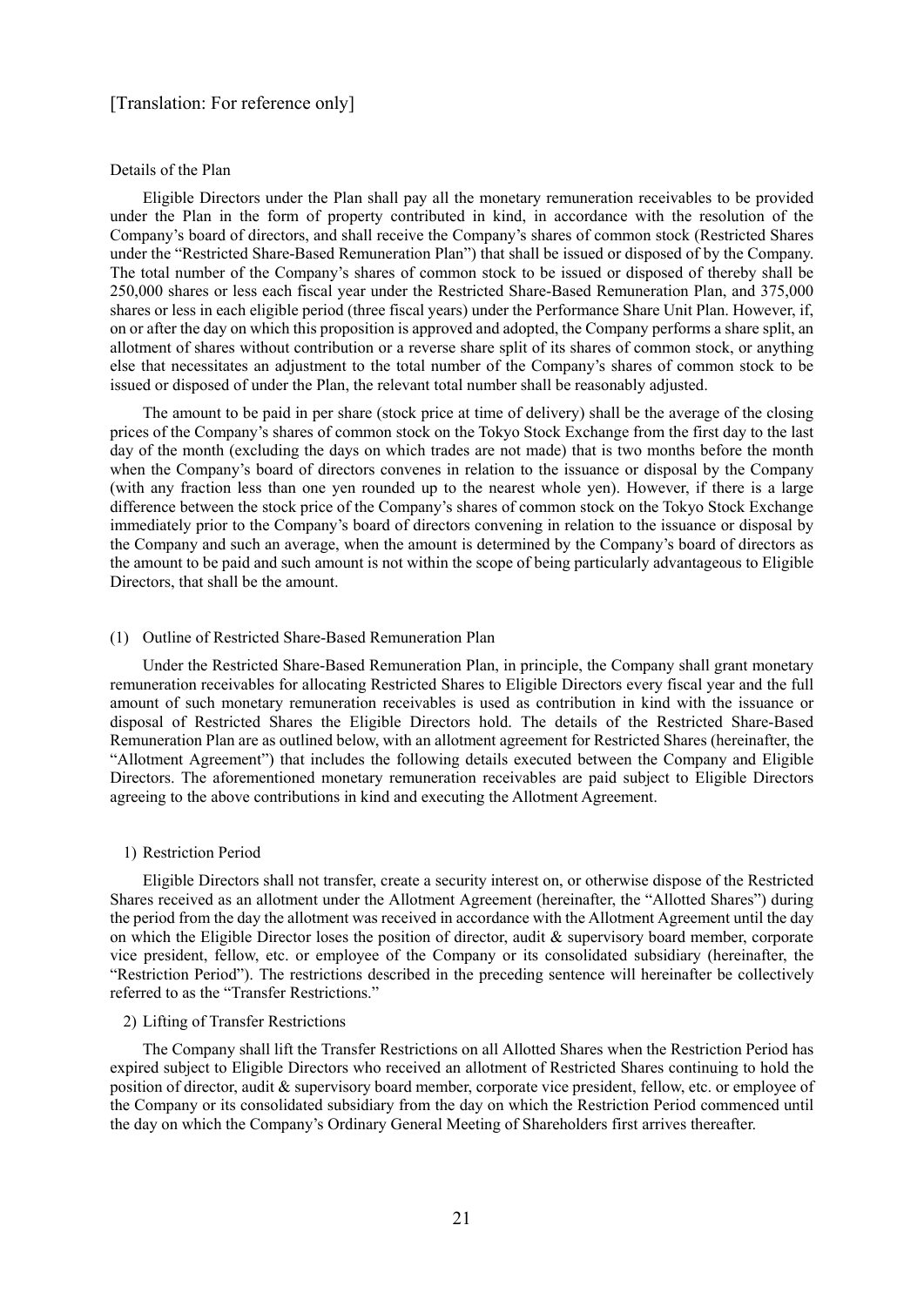[Translation: For reference only]

Details of the Plan

Eligible Directors under the Plan shall pay all the monetary remuneration receivables to be provided under the Plan in the form of property contributed in kind, in accordance with the resolution of the Company's board of directors, and shall receive the Company's shares of common stock (Restricted Shares under the "Restricted Share-Based Remuneration Plan") that shall be issued or disposed of by the Company. The total number of the Company's shares of common stock to be issued or disposed of thereby shall be 250,000 shares or less each fiscal year under the Restricted Share-Based Remuneration Plan, and 375,000 shares or less in each eligible period (three fiscal years) under the Performance Share Unit Plan. However, if, on or after the day on which this proposition is approved and adopted, the Company performs a share split, an allotment of shares without contribution or a reverse share split of its shares of common stock, or anything else that necessitates an adjustment to the total number of the Company's shares of common stock to be issued or disposed of under the Plan, the relevant total number shall be reasonably adjusted.

The amount to be paid in per share (stock price at time of delivery) shall be the average of the closing prices of the Company's shares of common stock on the Tokyo Stock Exchange from the first day to the last day of the month (excluding the days on which trades are not made) that is two months before the month when the Company's board of directors convenes in relation to the issuance or disposal by the Company (with any fraction less than one yen rounded up to the nearest whole yen). However, if there is a large difference between the stock price of the Company's shares of common stock on the Tokyo Stock Exchange immediately prior to the Company's board of directors convening in relation to the issuance or disposal by the Company and such an average, when the amount is determined by the Company's board of directors as the amount to be paid and such amount is not within the scope of being particularly advantageous to Eligible Directors, that shall be the amount.

(1) Outline of Restricted Share-Based Remuneration Plan

Under the Restricted Share-Based Remuneration Plan, in principle, the Company shall grant monetary remuneration receivables for allocating Restricted Shares to Eligible Directors every fiscal year and the full amount of such monetary remuneration receivables is used as contribution in kind with the issuance or disposal of Restricted Shares the Eligible Directors hold. The details of the Restricted Share-Based Remuneration Plan are as outlined below, with an allotment agreement for Restricted Shares (hereinafter, the "Allotment Agreement") that includes the following details executed between the Company and Eligible Directors. The aforementioned monetary remuneration receivables are paid subject to Eligible Directors agreeing to the above contributions in kind and executing the Allotment Agreement.

1) Restriction Period

Eligible Directors shall not transfer, create a security interest on, or otherwise dispose of the Restricted Shares received as an allotment under the Allotment Agreement (hereinafter, the "Allotted Shares") during the period from the day the allotment was received in accordance with the Allotment Agreement until the day on which the Eligible Director loses the position of director, audit & supervisory board member, corporate vice president, fellow, etc. or employee of the Company or its consolidated subsidiary (hereinafter, the "Restriction Period"). The restrictions described in the preceding sentence will hereinafter be collectively referred to as the "Transfer Restrictions."

2) Lifting of Transfer Restrictions

The Company shall lift the Transfer Restrictions on all Allotted Shares when the Restriction Period has expired subject to Eligible Directors who received an allotment of Restricted Shares continuing to hold the position of director, audit & supervisory board member, corporate vice president, fellow, etc. or employee of the Company or its consolidated subsidiary from the day on which the Restriction Period commenced until the day on which the Company's Ordinary General Meeting of Shareholders first arrives thereafter.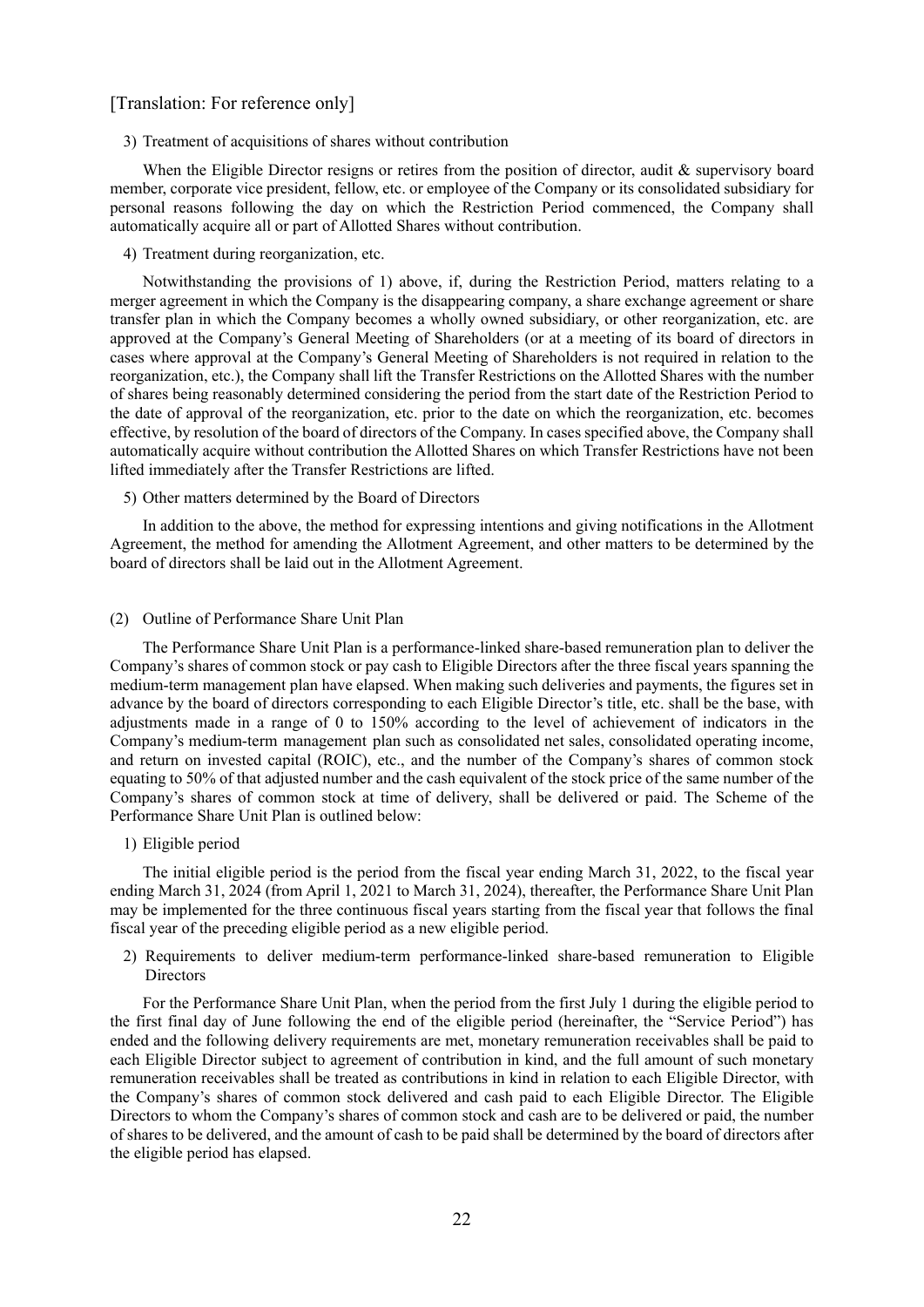[Translation: For reference only]

3) Treatment of acquisitions of shares without contribution

When the Eligible Director resigns or retires from the position of director, audit & supervisory board member, corporate vice president, fellow, etc. or employee of the Company or its consolidated subsidiary for personal reasons following the day on which the Restriction Period commenced, the Company shall automatically acquire all or part of Allotted Shares without contribution.

4) Treatment during reorganization, etc.

Notwithstanding the provisions of 1) above, if, during the Restriction Period, matters relating to a merger agreement in which the Company is the disappearing company, a share exchange agreement or share transfer plan in which the Company becomes a wholly owned subsidiary, or other reorganization, etc. are approved at the Company's General Meeting of Shareholders (or at a meeting of its board of directors in cases where approval at the Company's General Meeting of Shareholders is not required in relation to the reorganization, etc.), the Company shall lift the Transfer Restrictions on the Allotted Shares with the number of shares being reasonably determined considering the period from the start date of the Restriction Period to the date of approval of the reorganization, etc. prior to the date on which the reorganization, etc. becomes effective, by resolution of the board of directors of the Company. In cases specified above, the Company shall automatically acquire without contribution the Allotted Shares on which Transfer Restrictions have not been lifted immediately after the Transfer Restrictions are lifted.

5) Other matters determined by the Board of Directors

In addition to the above, the method for expressing intentions and giving notifications in the Allotment Agreement, the method for amending the Allotment Agreement, and other matters to be determined by the board of directors shall be laid out in the Allotment Agreement.

(2) Outline of Performance Share Unit Plan

The Performance Share Unit Plan is a performance-linked share-based remuneration plan to deliver the Company's shares of common stock or pay cash to Eligible Directors after the three fiscal years spanning the medium-term management plan have elapsed. When making such deliveries and payments, the figures set in advance by the board of directors corresponding to each Eligible Director's title, etc. shall be the base, with adjustments made in a range of 0 to 150% according to the level of achievement of indicators in the Company's medium-term management plan such as consolidated net sales, consolidated operating income, and return on invested capital (ROIC), etc., and the number of the Company's shares of common stock equating to 50% of that adjusted number and the cash equivalent of the stock price of the same number of the Company's shares of common stock at time of delivery, shall be delivered or paid. The Scheme of the Performance Share Unit Plan is outlined below:

1) Eligible period

The initial eligible period is the period from the fiscal year ending March 31, 2022, to the fiscal year ending March 31, 2024 (from April 1, 2021 to March 31, 2024), thereafter, the Performance Share Unit Plan may be implemented for the three continuous fiscal years starting from the fiscal year that follows the final fiscal year of the preceding eligible period as a new eligible period.

2) Requirements to deliver medium-term performance-linked share-based remuneration to Eligible Directors

For the Performance Share Unit Plan, when the period from the first July 1 during the eligible period to the first final day of June following the end of the eligible period (hereinafter, the "Service Period") has ended and the following delivery requirements are met, monetary remuneration receivables shall be paid to each Eligible Director subject to agreement of contribution in kind, and the full amount of such monetary remuneration receivables shall be treated as contributions in kind in relation to each Eligible Director, with the Company's shares of common stock delivered and cash paid to each Eligible Director. The Eligible Directors to whom the Company's shares of common stock and cash are to be delivered or paid, the number of shares to be delivered, and the amount of cash to be paid shall be determined by the board of directors after the eligible period has elapsed.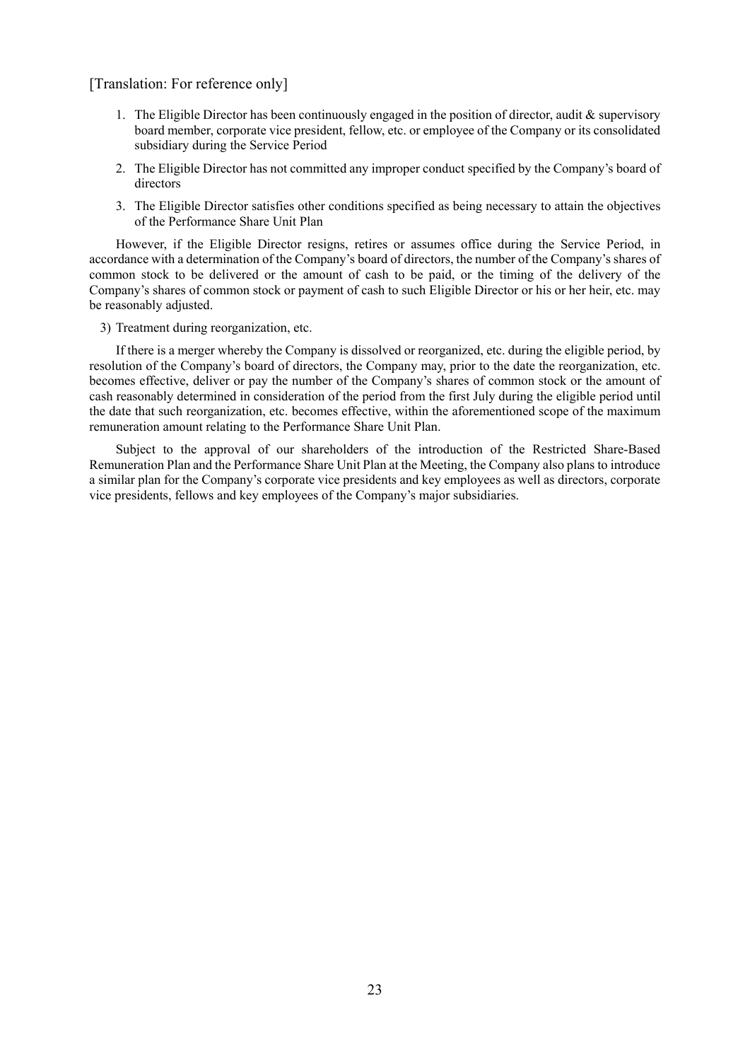[Translation: For reference only]

1. The Eligible Director has been continuously engaged in the position of director, audit & supervisory board member, corporate vice president, fellow, etc. or employee of the Company or its consolidated subsidiary during the Service Period
2. The Eligible Director has not committed any improper conduct specified by the Company's board of directors
3. The Eligible Director satisfies other conditions specified as being necessary to attain the objectives of the Performance Share Unit Plan

However, if the Eligible Director resigns, retires or assumes office during the Service Period, in accordance with a determination of the Company's board of directors, the number of the Company's shares of common stock to be delivered or the amount of cash to be paid, or the timing of the delivery of the Company's shares of common stock or payment of cash to such Eligible Director or his or her heir, etc. may be reasonably adjusted.

3) Treatment during reorganization, etc.

If there is a merger whereby the Company is dissolved or reorganized, etc. during the eligible period, by resolution of the Company's board of directors, the Company may, prior to the date the reorganization, etc. becomes effective, deliver or pay the number of the Company's shares of common stock or the amount of cash reasonably determined in consideration of the period from the first July during the eligible period until the date that such reorganization, etc. becomes effective, within the aforementioned scope of the maximum remuneration amount relating to the Performance Share Unit Plan.

Subject to the approval of our shareholders of the introduction of the Restricted Share-Based Remuneration Plan and the Performance Share Unit Plan at the Meeting, the Company also plans to introduce a similar plan for the Company's corporate vice presidents and key employees as well as directors, corporate vice presidents, fellows and key employees of the Company's major subsidiaries.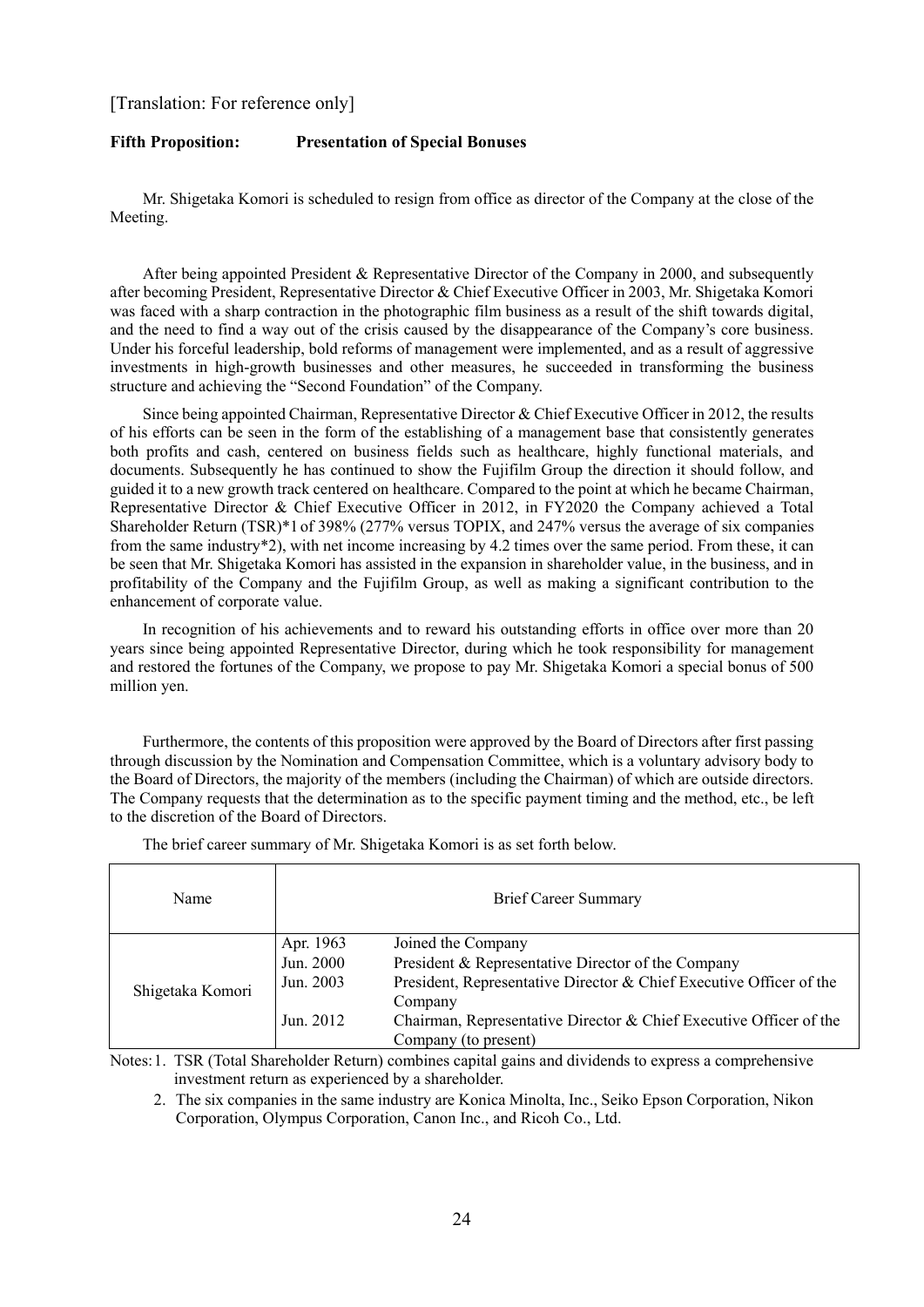[Translation: For reference only]

**Fifth Proposition: Presentation of Special Bonuses**

Mr. Shigetaka Komori is scheduled to resign from office as director of the Company at the close of the Meeting.

After being appointed President & Representative Director of the Company in 2000, and subsequently after becoming President, Representative Director & Chief Executive Officer in 2003, Mr. Shigetaka Komori was faced with a sharp contraction in the photographic film business as a result of the shift towards digital, and the need to find a way out of the crisis caused by the disappearance of the Company's core business. Under his forceful leadership, bold reforms of management were implemented, and as a result of aggressive investments in high-growth businesses and other measures, he succeeded in transforming the business structure and achieving the "Second Foundation" of the Company.

Since being appointed Chairman, Representative Director & Chief Executive Officer in 2012, the results of his efforts can be seen in the form of the establishing of a management base that consistently generates both profits and cash, centered on business fields such as healthcare, highly functional materials, and documents. Subsequently he has continued to show the Fujifilm Group the direction it should follow, and guided it to a new growth track centered on healthcare. Compared to the point at which he became Chairman, Representative Director & Chief Executive Officer in 2012, in FY2020 the Company achieved a Total Shareholder Return (TSR)*1 of 398% (277% versus TOPIX, and 247% versus the average of six companies from the same industry*2), with net income increasing by 4.2 times over the same period. From these, it can be seen that Mr. Shigetaka Komori has assisted in the expansion in shareholder value, in the business, and in profitability of the Company and the Fujifilm Group, as well as making a significant contribution to the enhancement of corporate value.

In recognition of his achievements and to reward his outstanding efforts in office over more than 20 years since being appointed Representative Director, during which he took responsibility for management and restored the fortunes of the Company, we propose to pay Mr. Shigetaka Komori a special bonus of 500 million yen.

Furthermore, the contents of this proposition were approved by the Board of Directors after first passing through discussion by the Nomination and Compensation Committee, which is a voluntary advisory body to the Board of Directors, the majority of the members (including the Chairman) of which are outside directors. The Company requests that the determination as to the specific payment timing and the method, etc., be left to the discretion of the Board of Directors.

The brief career summary of Mr. Shigetaka Komori is as set forth below.

| Name | Brief Career Summary | |
|---|---|---|
| Shigetaka Komori | Apr. 1963 | Joined the Company |
| | Jun. 2000 | President & Representative Director of the Company |
| | Jun. 2003 | President, Representative Director & Chief Executive Officer of the Company |
| | Jun. 2012 | Chairman, Representative Director & Chief Executive Officer of the Company (to present) |

Notes:
1. TSR (Total Shareholder Return) combines capital gains and dividends to express a comprehensive investment return as experienced by a shareholder.
2. The six companies in the same industry are Konica Minolta, Inc., Seiko Epson Corporation, Nikon Corporation, Olympus Corporation, Canon Inc., and Ricoh Co., Ltd.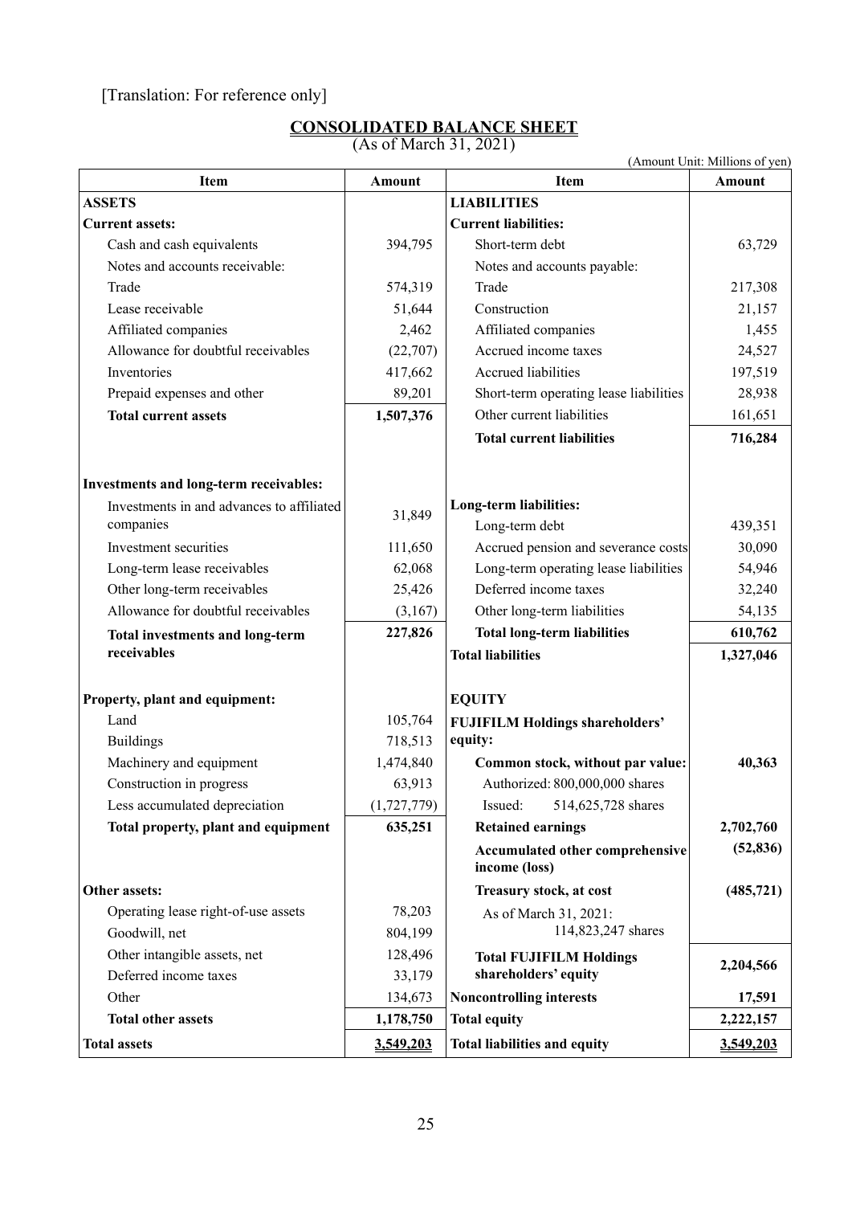[Translation: For reference only]

# CONSOLIDATED BALANCE SHEET

(As of March 31, 2021)

(Amount Unit: Millions of yen)

| Item | Amount | Item | Amount |
|---|---|---|---|
| **ASSETS** | | **LIABILITIES** | |
| **Current assets:** | | **Current liabilities:** | |
| Cash and cash equivalents | 394,795 | Short-term debt | 63,729 |
| Notes and accounts receivable: | | Notes and accounts payable: | |
| Trade | 574,319 | Trade | 217,308 |
| Lease receivable | 51,644 | Construction | 21,157 |
| Affiliated companies | 2,462 | Affiliated companies | 1,455 |
| Allowance for doubtful receivables | (22,707) | Accrued income taxes | 24,527 |
| Inventories | 417,662 | Accrued liabilities | 197,519 |
| Prepaid expenses and other | 89,201 | Short-term operating lease liabilities | 28,938 |
| **Total current assets** | **1,507,376** | Other current liabilities | 161,651 |
| | | **Total current liabilities** | **716,284** |
| **Investments and long-term receivables:** | | | |
| Investments in and advances to affiliated companies | 31,849 | **Long-term liabilities:** | |
| | | Long-term debt | 439,351 |
| Investment securities | 111,650 | Accrued pension and severance costs | 30,090 |
| Long-term lease receivables | 62,068 | Long-term operating lease liabilities | 54,946 |
| Other long-term receivables | 25,426 | Deferred income taxes | 32,240 |
| Allowance for doubtful receivables | (3,167) | Other long-term liabilities | 54,135 |
| **Total investments and long-term receivables** | **227,826** | **Total long-term liabilities** | **610,762** |
| | | **Total liabilities** | **1,327,046** |
| **Property, plant and equipment:** | | **EQUITY** | |
| Land | 105,764 | **FUJIFILM Holdings shareholders' equity:** | |
| Buildings | 718,513 | | |
| Machinery and equipment | 1,474,840 | **Common stock, without par value:** | **40,363** |
| Construction in progress | 63,913 | Authorized: 800,000,000 shares | |
| Less accumulated depreciation | (1,727,779) | Issued: 514,625,728 shares | |
| **Total property, plant and equipment** | **635,251** | **Retained earnings** | **2,702,760** |
| | | **Accumulated other comprehensive income (loss)** | **(52,836)** |
| **Other assets:** | | **Treasury stock, at cost** | **(485,721)** |
| Operating lease right-of-use assets | 78,203 | As of March 31, 2021: 114,823,247 shares | |
| Goodwill, net | 804,199 | | |
| Other intangible assets, net | 128,496 | **Total FUJIFILM Holdings shareholders' equity** | **2,204,566** |
| Deferred income taxes | 33,179 | | |
| Other | 134,673 | **Noncontrolling interests** | **17,591** |
| **Total other assets** | **1,178,750** | **Total equity** | **2,222,157** |
| **Total assets** | **3,549,203** | **Total liabilities and equity** | **3,549,203** |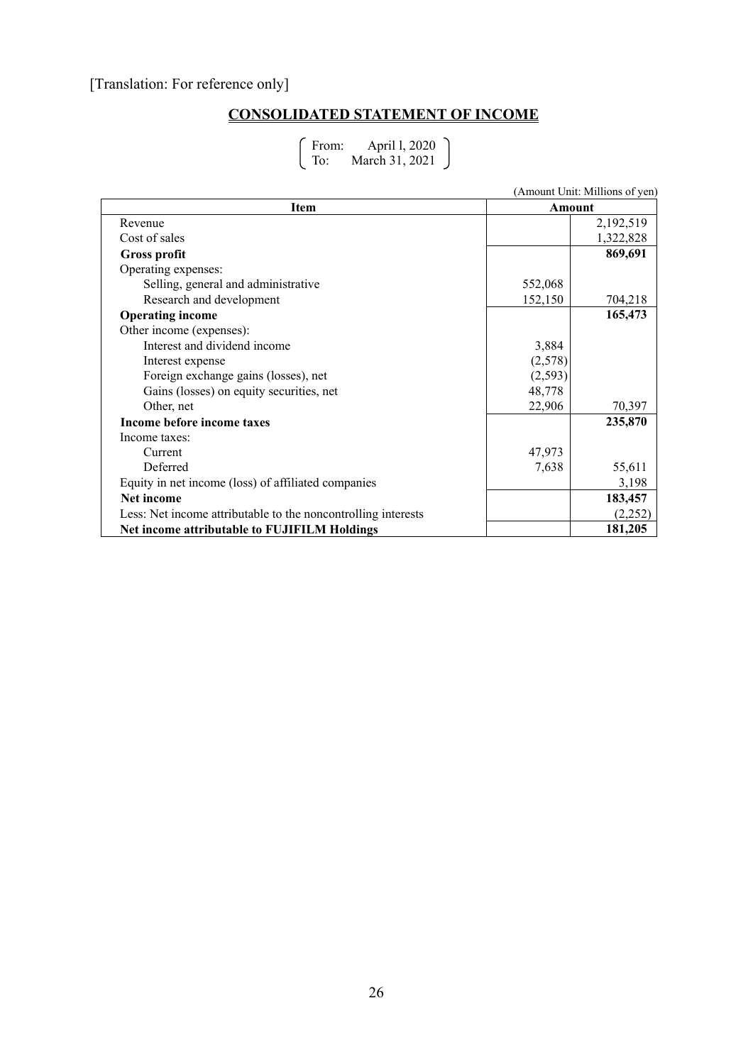[Translation: For reference only]

## CONSOLIDATED STATEMENT OF INCOME

From: April 1, 2020
To: March 31, 2021

(Amount Unit: Millions of yen)

| Item | Amount | |
|---|---|---|
| Revenue | | 2,192,519 |
| Cost of sales | | 1,322,828 |
| **Gross profit** | | **869,691** |
| Operating expenses: | | |
| Selling, general and administrative | 552,068 | |
| Research and development | 152,150 | 704,218 |
| **Operating income** | | **165,473** |
| Other income (expenses): | | |
| Interest and dividend income | 3,884 | |
| Interest expense | (2,578) | |
| Foreign exchange gains (losses), net | (2,593) | |
| Gains (losses) on equity securities, net | 48,778 | |
| Other, net | 22,906 | 70,397 |
| **Income before income taxes** | | **235,870** |
| Income taxes: | | |
| Current | 47,973 | |
| Deferred | 7,638 | 55,611 |
| Equity in net income (loss) of affiliated companies | | 3,198 |
| **Net income** | | **183,457** |
| Less: Net income attributable to the noncontrolling interests | | (2,252) |
| **Net income attributable to FUJIFILM Holdings** | | **181,205** |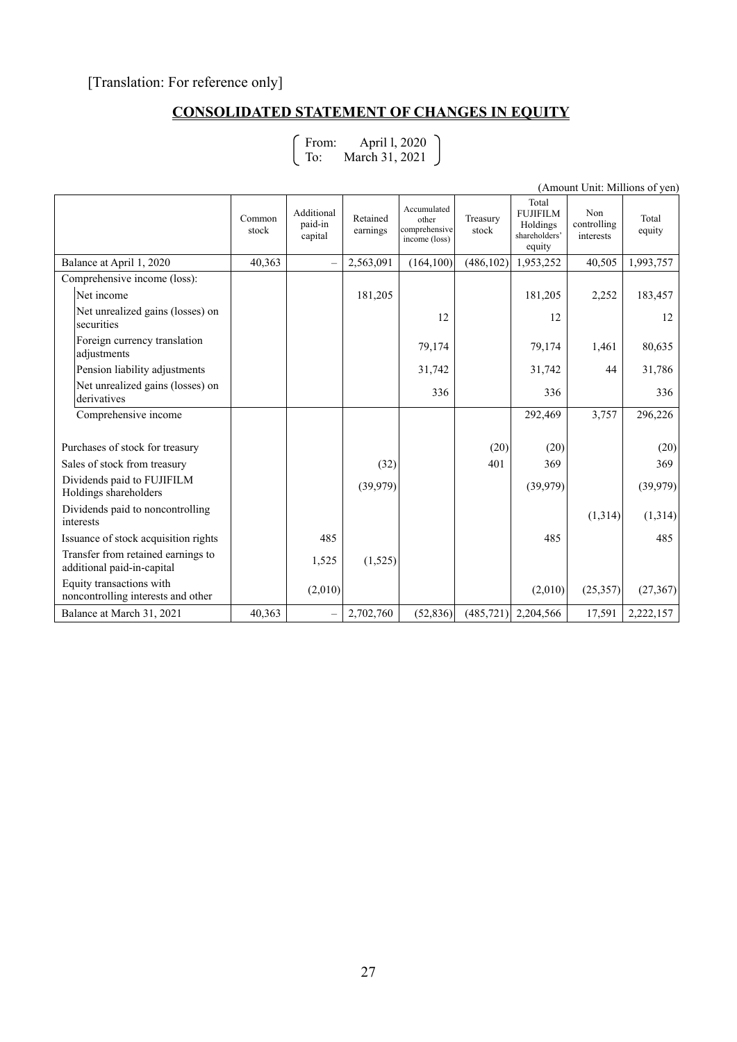[Translation: For reference only]

## CONSOLIDATED STATEMENT OF CHANGES IN EQUITY

From: April 1, 2020
To: March 31, 2021

(Amount Unit: Millions of yen)

| | Common stock | Additional paid-in capital | Retained earnings | Accumulated other comprehensive income (loss) | Treasury stock | Total FUJIFILM Holdings shareholders' equity | Non controlling interests | Total equity |
|---|---|---|---|---|---|---|---|---|
| Balance at April 1, 2020 | 40,363 | – | 2,563,091 | (164,100) | (486,102) | 1,953,252 | 40,505 | 1,993,757 |
| Comprehensive income (loss): | | | | | | | | |
| Net income | | | 181,205 | | | 181,205 | 2,252 | 183,457 |
| Net unrealized gains (losses) on securities | | | | 12 | | 12 | | 12 |
| Foreign currency translation adjustments | | | | 79,174 | | 79,174 | 1,461 | 80,635 |
| Pension liability adjustments | | | | 31,742 | | 31,742 | 44 | 31,786 |
| Net unrealized gains (losses) on derivatives | | | | 336 | | 336 | | 336 |
| Comprehensive income | | | | | | 292,469 | 3,757 | 296,226 |
| Purchases of stock for treasury | | | | | (20) | (20) | | (20) |
| Sales of stock from treasury | | | (32) | | 401 | 369 | | 369 |
| Dividends paid to FUJIFILM Holdings shareholders | | | (39,979) | | | (39,979) | | (39,979) |
| Dividends paid to noncontrolling interests | | | | | | | (1,314) | (1,314) |
| Issuance of stock acquisition rights | | 485 | | | | 485 | | 485 |
| Transfer from retained earnings to additional paid-in-capital | | 1,525 | (1,525) | | | | | |
| Equity transactions with noncontrolling interests and other | | (2,010) | | | | (2,010) | (25,357) | (27,367) |
| Balance at March 31, 2021 | 40,363 | – | 2,702,760 | (52,836) | (485,721) | 2,204,566 | 17,591 | 2,222,157 |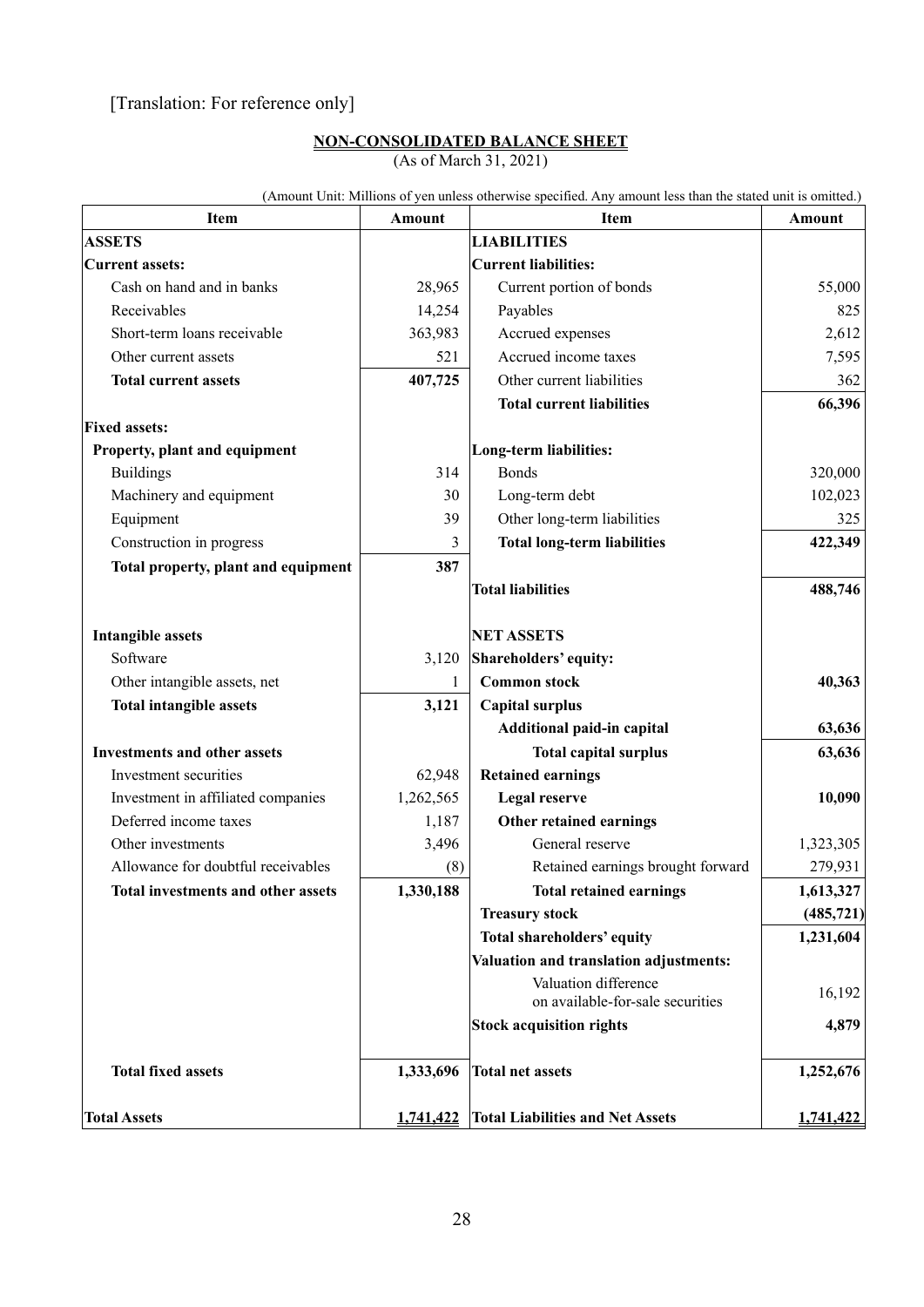[Translation: For reference only]

## NON-CONSOLIDATED BALANCE SHEET

(As of March 31, 2021)

(Amount Unit: Millions of yen unless otherwise specified. Any amount less than the stated unit is omitted.)

| Item | Amount | Item | Amount |
|---|---|---|---|
| **ASSETS** | | **LIABILITIES** | |
| **Current assets:** | | **Current liabilities:** | |
| Cash on hand and in banks | 28,965 | Current portion of bonds | 55,000 |
| Receivables | 14,254 | Payables | 825 |
| Short-term loans receivable | 363,983 | Accrued expenses | 2,612 |
| Other current assets | 521 | Accrued income taxes | 7,595 |
| **Total current assets** | **407,725** | Other current liabilities | 362 |
| | | **Total current liabilities** | **66,396** |
| **Fixed assets:** | | | |
| **Property, plant and equipment** | | **Long-term liabilities:** | |
| Buildings | 314 | Bonds | 320,000 |
| Machinery and equipment | 30 | Long-term debt | 102,023 |
| Equipment | 39 | Other long-term liabilities | 325 |
| Construction in progress | 3 | **Total long-term liabilities** | **422,349** |
| **Total property, plant and equipment** | **387** | | |
| | | **Total liabilities** | **488,746** |
| **Intangible assets** | | **NET ASSETS** | |
| Software | 3,120 | **Shareholders' equity:** | |
| Other intangible assets, net | 1 | **Common stock** | **40,363** |
| **Total intangible assets** | **3,121** | **Capital surplus** | |
| | | **Additional paid-in capital** | **63,636** |
| **Investments and other assets** | | **Total capital surplus** | **63,636** |
| Investment securities | 62,948 | **Retained earnings** | |
| Investment in affiliated companies | 1,262,565 | **Legal reserve** | **10,090** |
| Deferred income taxes | 1,187 | **Other retained earnings** | |
| Other investments | 3,496 | General reserve | 1,323,305 |
| Allowance for doubtful receivables | (8) | Retained earnings brought forward | 279,931 |
| **Total investments and other assets** | **1,330,188** | **Total retained earnings** | **1,613,327** |
| | | **Treasury stock** | **(485,721)** |
| | | **Total shareholders' equity** | **1,231,604** |
| | | **Valuation and translation adjustments:** | |
| | | Valuation difference on available-for-sale securities | 16,192 |
| | | **Stock acquisition rights** | **4,879** |
| **Total fixed assets** | **1,333,696** | **Total net assets** | **1,252,676** |
| **Total Assets** | **1,741,422** | **Total Liabilities and Net Assets** | **1,741,422** |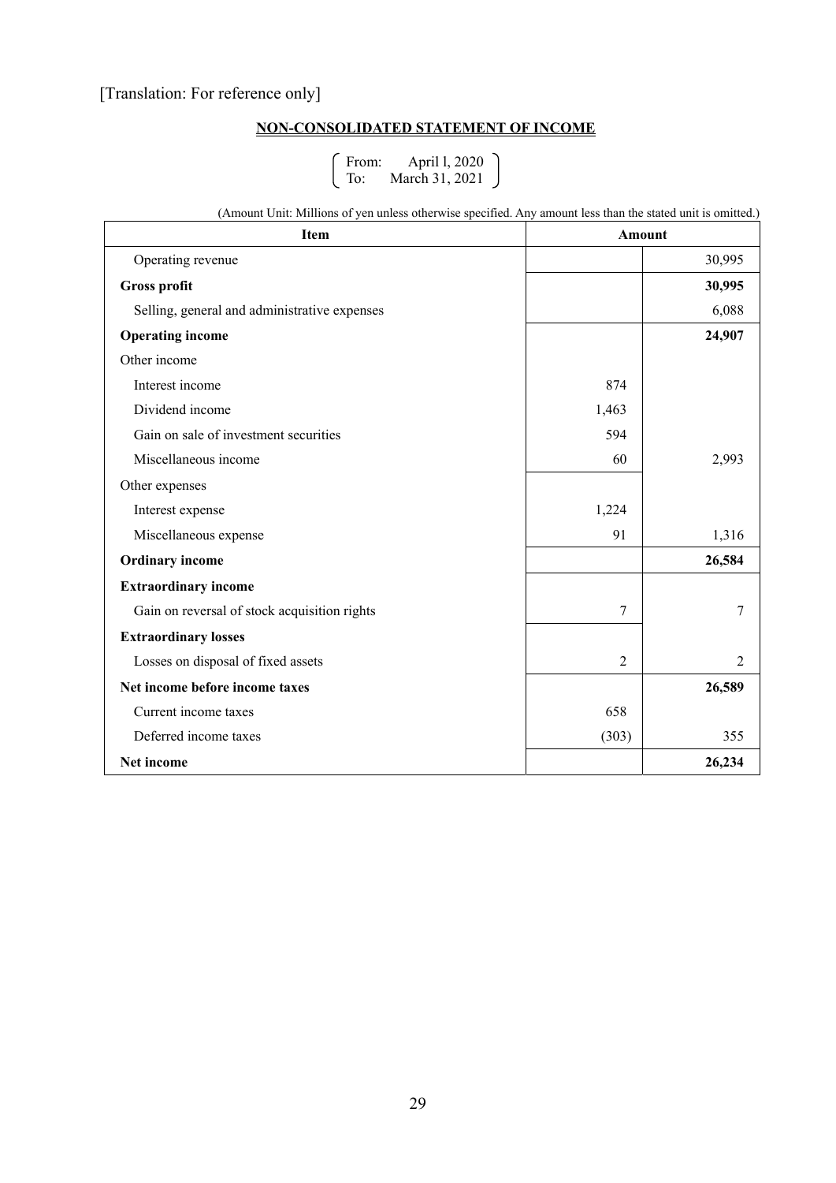[Translation: For reference only]

## NON-CONSOLIDATED STATEMENT OF INCOME

From: April 1, 2020
To: March 31, 2021

(Amount Unit: Millions of yen unless otherwise specified. Any amount less than the stated unit is omitted.)

| Item | Amount | |
|---|---|---|
| Operating revenue | | 30,995 |
| **Gross profit** | | **30,995** |
| Selling, general and administrative expenses | | 6,088 |
| **Operating income** | | **24,907** |
| Other income | | |
| Interest income | 874 | |
| Dividend income | 1,463 | |
| Gain on sale of investment securities | 594 | |
| Miscellaneous income | 60 | 2,993 |
| Other expenses | | |
| Interest expense | 1,224 | |
| Miscellaneous expense | 91 | 1,316 |
| **Ordinary income** | | **26,584** |
| **Extraordinary income** | | |
| Gain on reversal of stock acquisition rights | 7 | 7 |
| **Extraordinary losses** | | |
| Losses on disposal of fixed assets | 2 | 2 |
| **Net income before income taxes** | | **26,589** |
| Current income taxes | 658 | |
| Deferred income taxes | (303) | 355 |
| **Net income** | | **26,234** |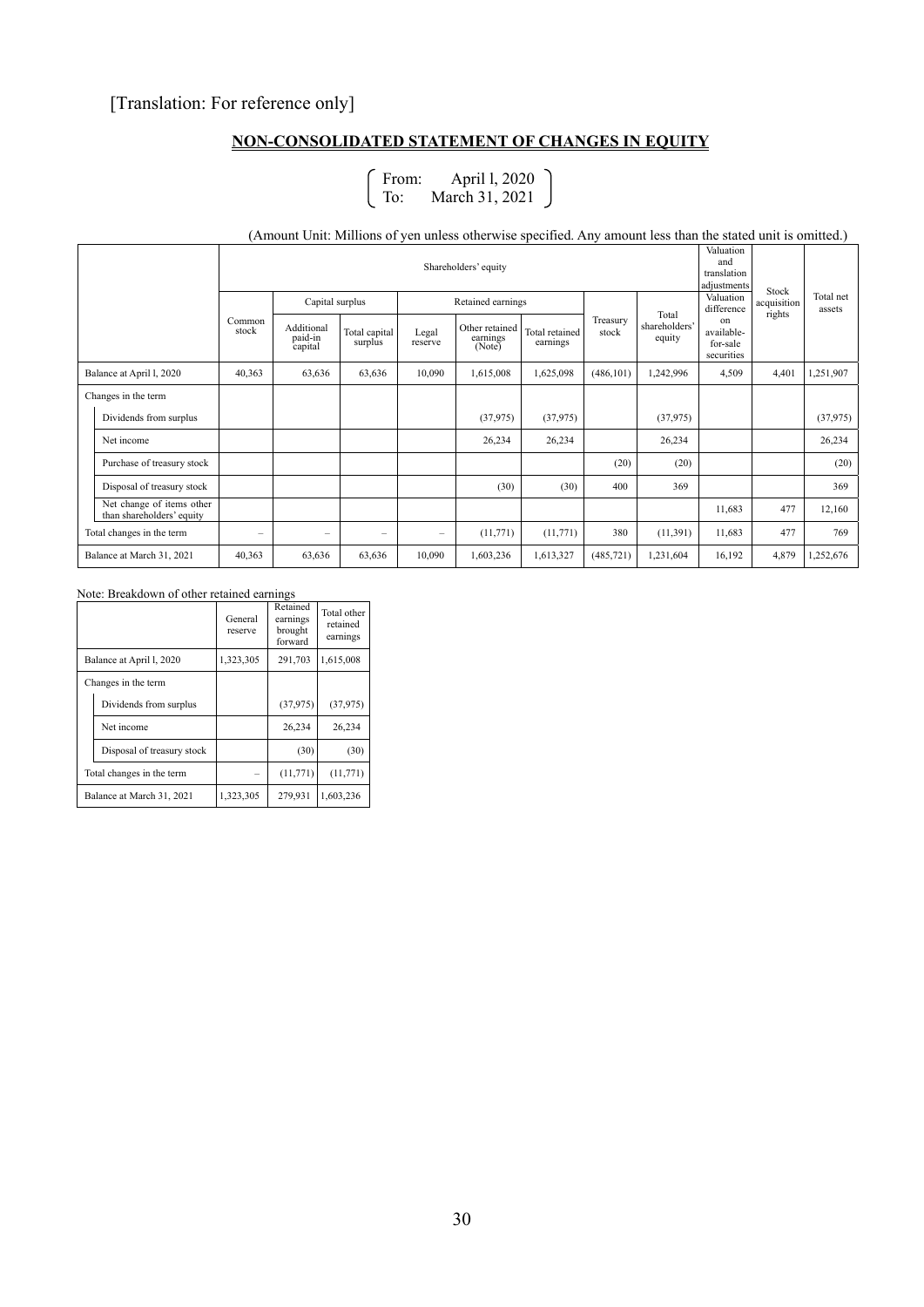[Translation: For reference only]

## NON-CONSOLIDATED STATEMENT OF CHANGES IN EQUITY

From: April 1, 2020
To: March 31, 2021

(Amount Unit: Millions of yen unless otherwise specified. Any amount less than the stated unit is omitted.)

| | Shareholders' equity | | | | | | | | Valuation and translation adjustments | Stock acquisition rights | Total net assets |
|---|---|---|---|---|---|---|---|---|---|---|---|
| | Common stock | Capital surplus | | Retained earnings | | | Treasury stock | Total shareholders' equity | Valuation difference on available-for-sale securities | | |
| | | Additional paid-in capital | Total capital surplus | Legal reserve | Other retained earnings (Note) | Total retained earnings | | | | | |
| Balance at April 1, 2020 | 40,363 | 63,636 | 63,636 | 10,090 | 1,615,008 | 1,625,098 | (486,101) | 1,242,996 | 4,509 | 4,401 | 1,251,907 |
| Changes in the term | | | | | | | | | | | |
| Dividends from surplus | | | | | (37,975) | (37,975) | | (37,975) | | | (37,975) |
| Net income | | | | | 26,234 | 26,234 | | 26,234 | | | 26,234 |
| Purchase of treasury stock | | | | | | | (20) | (20) | | | (20) |
| Disposal of treasury stock | | | | | (30) | (30) | 400 | 369 | | | 369 |
| Net change of items other than shareholders' equity | | | | | | | | | 11,683 | 477 | 12,160 |
| Total changes in the term | – | – | – | – | (11,771) | (11,771) | 380 | (11,391) | 11,683 | 477 | 769 |
| Balance at March 31, 2021 | 40,363 | 63,636 | 63,636 | 10,090 | 1,603,236 | 1,613,327 | (485,721) | 1,231,604 | 16,192 | 4,879 | 1,252,676 |

Note: Breakdown of other retained earnings

| | General reserve | Retained earnings brought forward | Total other retained earnings |
|---|---|---|---|
| Balance at April 1, 2020 | 1,323,305 | 291,703 | 1,615,008 |
| Changes in the term | | | |
| Dividends from surplus | | (37,975) | (37,975) |
| Net income | | 26,234 | 26,234 |
| Disposal of treasury stock | | (30) | (30) |
| Total changes in the term | – | (11,771) | (11,771) |
| Balance at March 31, 2021 | 1,323,305 | 279,931 | 1,603,236 |